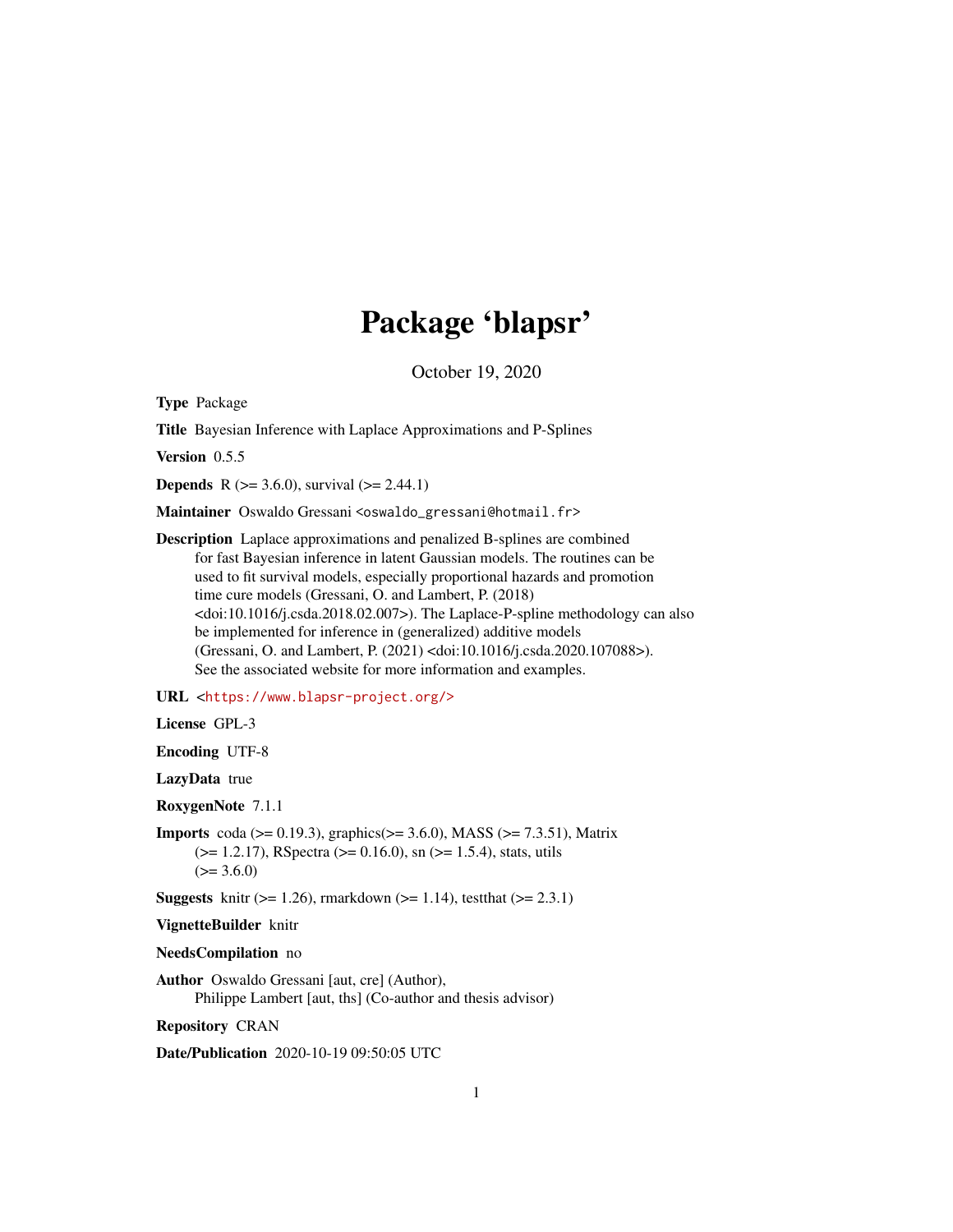# Package 'blapsr'

October 19, 2020

**Type** Package

**Title** Bayesian Inference with Laplace Approximations and P-Splines

**Version** 0.5.5

**Depends** R (>= 3.6.0), survival (>= 2.44.1)

**Maintainer** Oswaldo Gressani <oswaldo_gressani@hotmail.fr>

**Description** Laplace approximations and penalized B-splines are combined for fast Bayesian inference in latent Gaussian models. The routines can be used to fit survival models, especially proportional hazards and promotion time cure models (Gressani, O. and Lambert, P. (2018) <doi:10.1016/j.csda.2018.02.007>). The Laplace-P-spline methodology can also be implemented for inference in (generalized) additive models (Gressani, O. and Lambert, P. (2021) <doi:10.1016/j.csda.2020.107088>). See the associated website for more information and examples.

**URL** <https://www.blapsr-project.org/>

**License** GPL-3

**Encoding** UTF-8

**LazyData** true

**RoxygenNote** 7.1.1

**Imports** coda (>= 0.19.3), graphics(>= 3.6.0), MASS (>= 7.3.51), Matrix (>= 1.2.17), RSpectra (>= 0.16.0), sn (>= 1.5.4), stats, utils (>= 3.6.0)

**Suggests** knitr (>= 1.26), rmarkdown (>= 1.14), testthat (>= 2.3.1)

**VignetteBuilder** knitr

**NeedsCompilation** no

**Author** Oswaldo Gressani [aut, cre] (Author), Philippe Lambert [aut, ths] (Co-author and thesis advisor)

**Repository** CRAN

**Date/Publication** 2020-10-19 09:50:05 UTC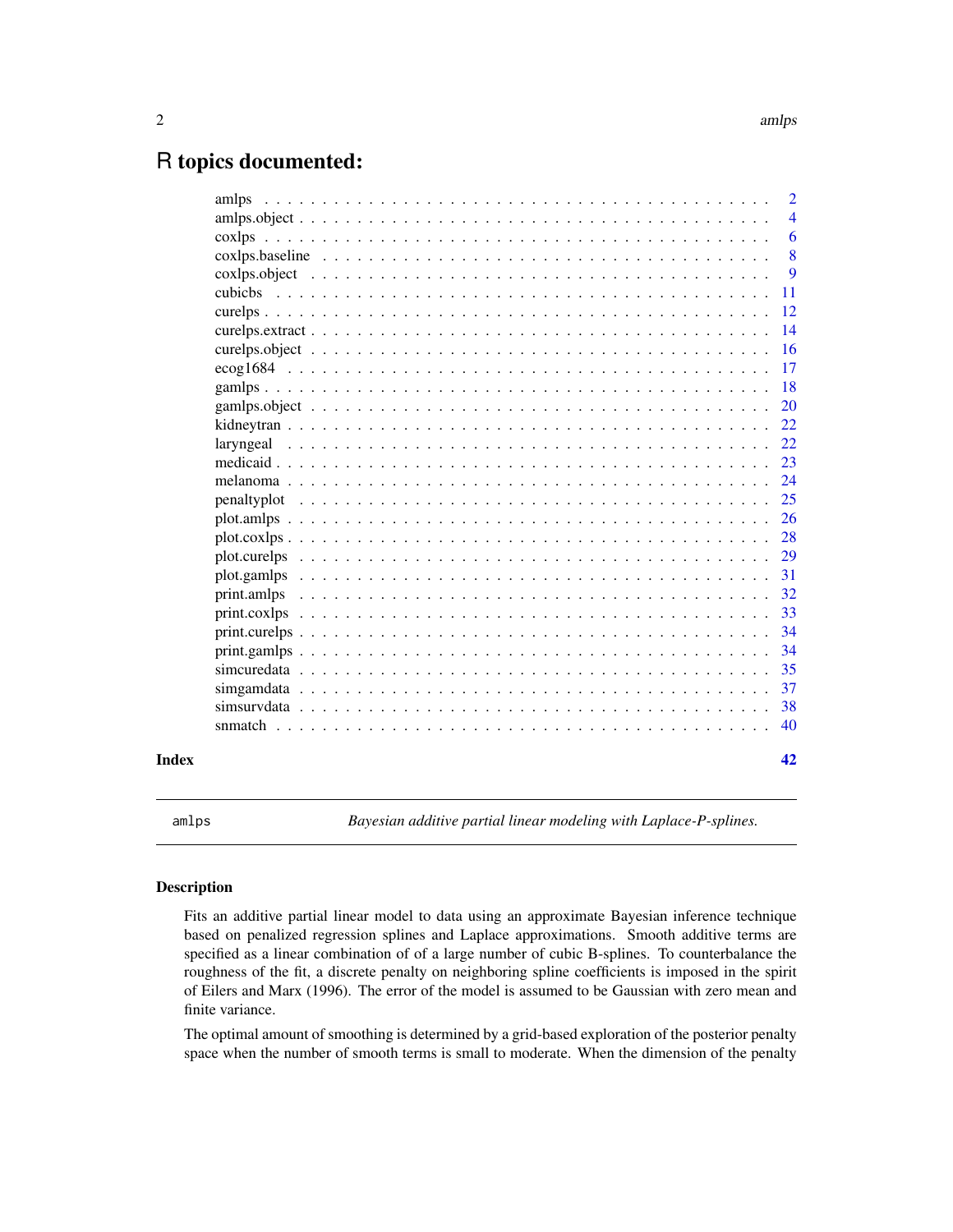# R topics documented:

| | |
|---|---|
| amlps | 2 |
| amlps.object | 4 |
| coxlps | 6 |
| coxlps.baseline | 8 |
| coxlps.object | 9 |
| cubicbs | 11 |
| curelps | 12 |
| curelps.extract | 14 |
| curelps.object | 16 |
| ecog1684 | 17 |
| gamlps | 18 |
| gamlps.object | 20 |
| kidneytran | 22 |
| laryngeal | 22 |
| medicaid | 23 |
| melanoma | 24 |
| penaltyplot | 25 |
| plot.amlps | 26 |
| plot.coxlps | 28 |
| plot.curelps | 29 |
| plot.gamlps | 31 |
| print.amlps | 32 |
| print.coxlps | 33 |
| print.curelps | 34 |
| print.gamlps | 34 |
| simcuredata | 35 |
| simgamdata | 37 |
| simsurvdata | 38 |
| snmatch | 40 |
| **Index** | **42** |

---

amlps — *Bayesian additive partial linear modeling with Laplace-P-splines.*

---

## Description

Fits an additive partial linear model to data using an approximate Bayesian inference technique based on penalized regression splines and Laplace approximations. Smooth additive terms are specified as a linear combination of of a large number of cubic B-splines. To counterbalance the roughness of the fit, a discrete penalty on neighboring spline coefficients is imposed in the spirit of Eilers and Marx (1996). The error of the model is assumed to be Gaussian with zero mean and finite variance.

The optimal amount of smoothing is determined by a grid-based exploration of the posterior penalty space when the number of smooth terms is small to moderate. When the dimension of the penalty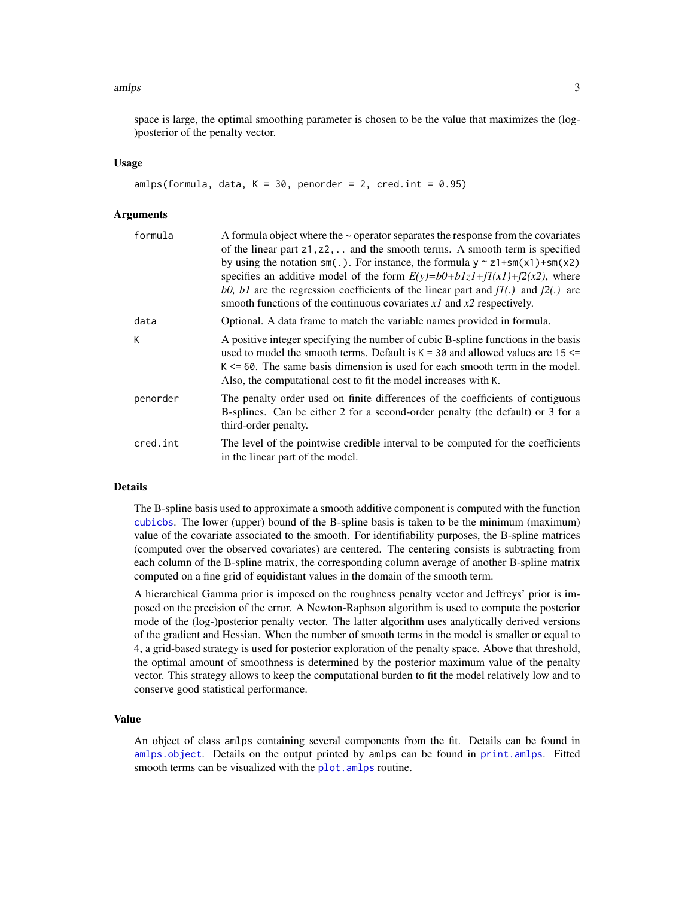space is large, the optimal smoothing parameter is chosen to be the value that maximizes the (log-)posterior of the penalty vector.

### Usage

```
amlps(formula, data, K = 30, penorder = 2, cred.int = 0.95)
```

### Arguments

| | |
|---|---|
| formula | A formula object where the ~ operator separates the response from the covariates of the linear part `z1,z2,..` and the smooth terms. A smooth term is specified by using the notation `sm(.)`. For instance, the formula `y ~ z1+sm(x1)+sm(x2)` specifies an additive model of the form $E(y)=b0+b1z1+f1(x1)+f2(x2)$, where $b0$, $b1$ are the regression coefficients of the linear part and $f1(.)$ and $f2(.)$ are smooth functions of the continuous covariates $x1$ and $x2$ respectively. |
| data | Optional. A data frame to match the variable names provided in formula. |
| K | A positive integer specifying the number of cubic B-spline functions in the basis used to model the smooth terms. Default is `K = 30` and allowed values are `15 <= K <= 60`. The same basis dimension is used for each smooth term in the model. Also, the computational cost to fit the model increases with `K`. |
| penorder | The penalty order used on finite differences of the coefficients of contiguous B-splines. Can be either 2 for a second-order penalty (the default) or 3 for a third-order penalty. |
| cred.int | The level of the pointwise credible interval to be computed for the coefficients in the linear part of the model. |

### Details

The B-spline basis used to approximate a smooth additive component is computed with the function `cubicbs`. The lower (upper) bound of the B-spline basis is taken to be the minimum (maximum) value of the covariate associated to the smooth. For identifiability purposes, the B-spline matrices (computed over the observed covariates) are centered. The centering consists is subtracting from each column of the B-spline matrix, the corresponding column average of another B-spline matrix computed on a fine grid of equidistant values in the domain of the smooth term.

A hierarchical Gamma prior is imposed on the roughness penalty vector and Jeffreys' prior is imposed on the precision of the error. A Newton-Raphson algorithm is used to compute the posterior mode of the (log-)posterior penalty vector. The latter algorithm uses analytically derived versions of the gradient and Hessian. When the number of smooth terms in the model is smaller or equal to 4, a grid-based strategy is used for posterior exploration of the penalty space. Above that threshold, the optimal amount of smoothness is determined by the posterior maximum value of the penalty vector. This strategy allows to keep the computational burden to fit the model relatively low and to conserve good statistical performance.

### Value

An object of class `amlps` containing several components from the fit. Details can be found in `amlps.object`. Details on the output printed by `amlps` can be found in `print.amlps`. Fitted smooth terms can be visualized with the `plot.amlps` routine.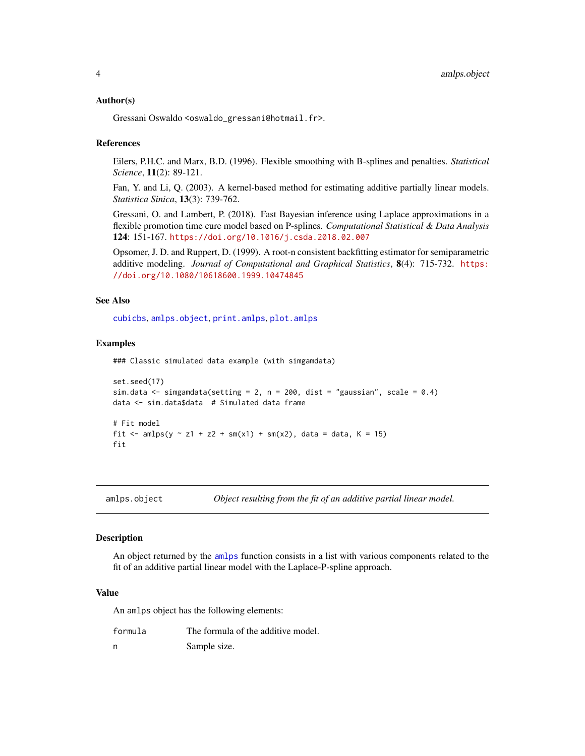### Author(s)

Gressani Oswaldo <oswaldo_gressani@hotmail.fr>.

### References

Eilers, P.H.C. and Marx, B.D. (1996). Flexible smoothing with B-splines and penalties. *Statistical Science*, **11**(2): 89-121.

Fan, Y. and Li, Q. (2003). A kernel-based method for estimating additive partially linear models. *Statistica Sinica*, **13**(3): 739-762.

Gressani, O. and Lambert, P. (2018). Fast Bayesian inference using Laplace approximations in a flexible promotion time cure model based on P-splines. *Computational Statistical & Data Analysis* **124**: 151-167. https://doi.org/10.1016/j.csda.2018.02.007

Opsomer, J. D. and Ruppert, D. (1999). A root-n consistent backfitting estimator for semiparametric additive modeling. *Journal of Computational and Graphical Statistics*, **8**(4): 715-732. https://doi.org/10.1080/10618600.1999.10474845

### See Also

cubicbs, amlps.object, print.amlps, plot.amlps

### Examples

```
### Classic simulated data example (with simgamdata)

set.seed(17)
sim.data <- simgamdata(setting = 2, n = 200, dist = "gaussian", scale = 0.4)
data <- sim.data$data  # Simulated data frame

# Fit model
fit <- amlps(y ~ z1 + z2 + sm(x1) + sm(x2), data = data, K = 15)
fit
```

---

## amlps.object — *Object resulting from the fit of an additive partial linear model.*

### Description

An object returned by the amlps function consists in a list with various components related to the fit of an additive partial linear model with the Laplace-P-spline approach.

### Value

An amlps object has the following elements:

| | |
|---|---|
| formula | The formula of the additive model. |
| n | Sample size. |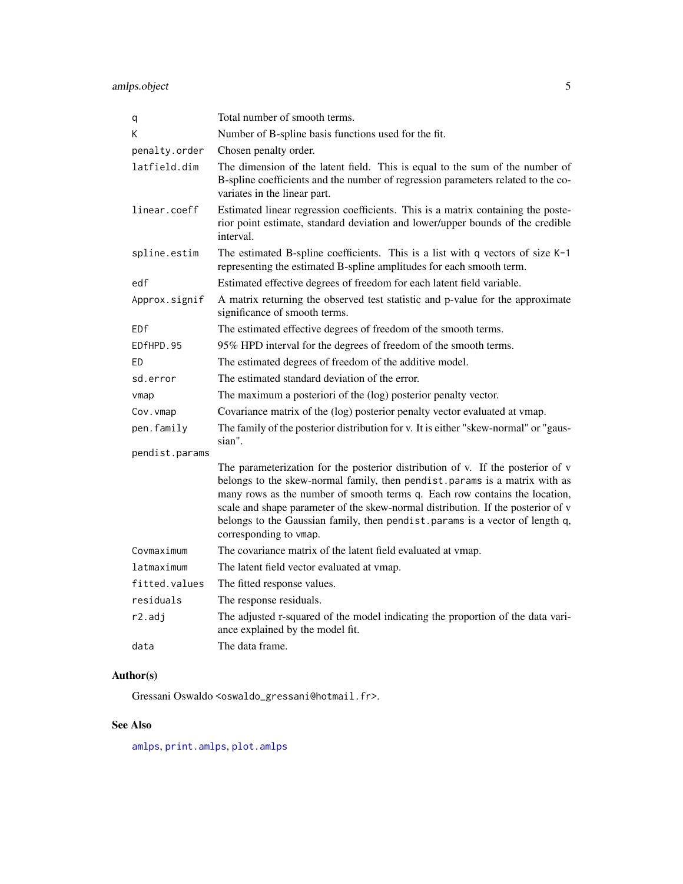| | |
|---|---|
| `q` | Total number of smooth terms. |
| `K` | Number of B-spline basis functions used for the fit. |
| `penalty.order` | Chosen penalty order. |
| `latfield.dim` | The dimension of the latent field. This is equal to the sum of the number of B-spline coefficients and the number of regression parameters related to the covariates in the linear part. |
| `linear.coeff` | Estimated linear regression coefficients. This is a matrix containing the posterior point estimate, standard deviation and lower/upper bounds of the credible interval. |
| `spline.estim` | The estimated B-spline coefficients. This is a list with `q` vectors of size `K-1` representing the estimated B-spline amplitudes for each smooth term. |
| `edf` | Estimated effective degrees of freedom for each latent field variable. |
| `Approx.signif` | A matrix returning the observed test statistic and p-value for the approximate significance of smooth terms. |
| `EDf` | The estimated effective degrees of freedom of the smooth terms. |
| `EDfHPD.95` | 95% HPD interval for the degrees of freedom of the smooth terms. |
| `ED` | The estimated degrees of freedom of the additive model. |
| `sd.error` | The estimated standard deviation of the error. |
| `vmap` | The maximum a posteriori of the (log) posterior penalty vector. |
| `Cov.vmap` | Covariance matrix of the (log) posterior penalty vector evaluated at vmap. |
| `pen.family` | The family of the posterior distribution for v. It is either "skew-normal" or "gaussian". |
| `pendist.params` | The parameterization for the posterior distribution of v. If the posterior of v belongs to the skew-normal family, then `pendist.params` is a matrix with as many rows as the number of smooth terms q. Each row contains the location, scale and shape parameter of the skew-normal distribution. If the posterior of v belongs to the Gaussian family, then `pendist.params` is a vector of length q, corresponding to `vmap`. |
| `Covmaximum` | The covariance matrix of the latent field evaluated at vmap. |
| `latmaximum` | The latent field vector evaluated at vmap. |
| `fitted.values` | The fitted response values. |
| `residuals` | The response residuals. |
| `r2.adj` | The adjusted r-squared of the model indicating the proportion of the data variance explained by the model fit. |
| `data` | The data frame. |

## Author(s)

Gressani Oswaldo <oswaldo_gressani@hotmail.fr>.

## See Also

`amlps`, `print.amlps`, `plot.amlps`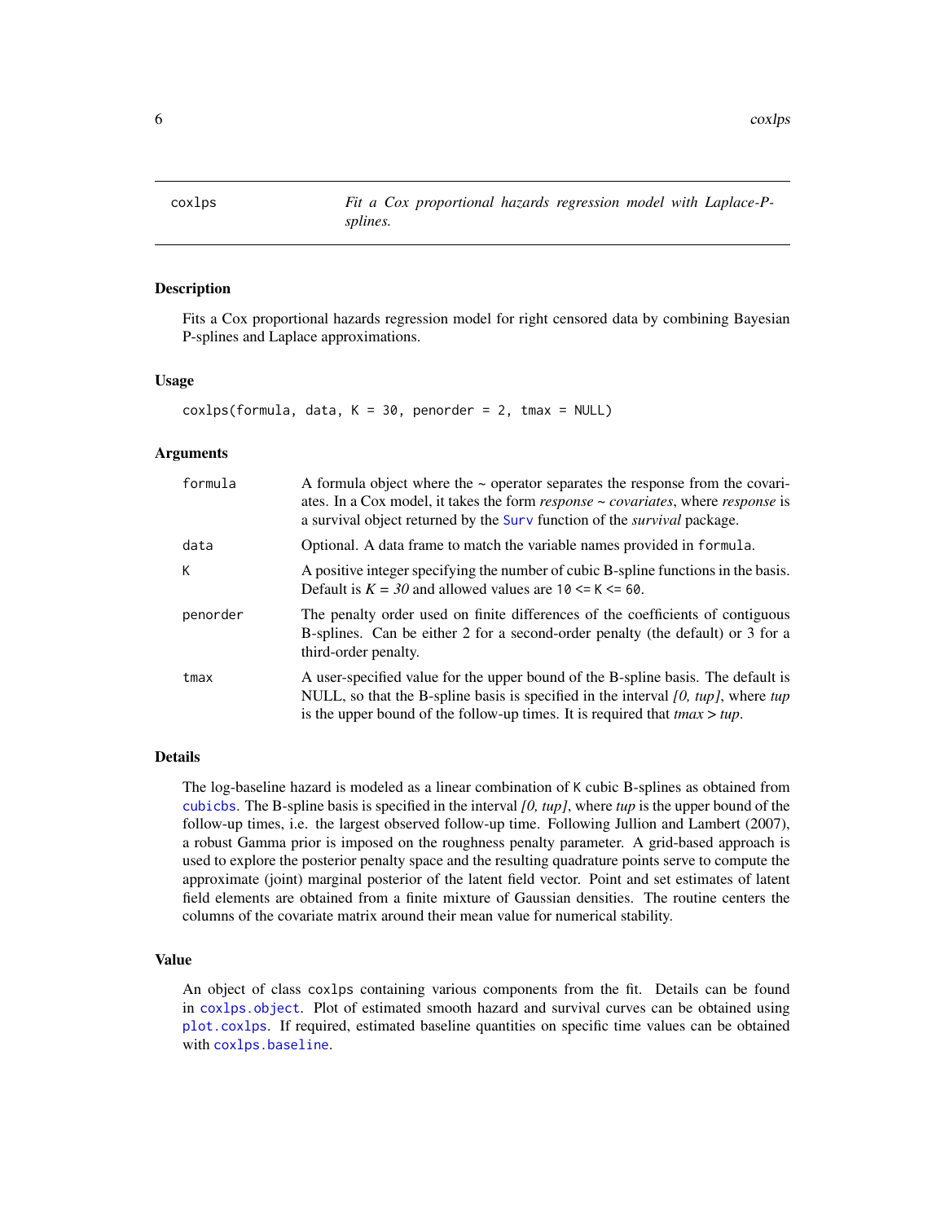coxlps — *Fit a Cox proportional hazards regression model with Laplace-P-splines.*

## Description

Fits a Cox proportional hazards regression model for right censored data by combining Bayesian P-splines and Laplace approximations.

## Usage

```
coxlps(formula, data, K = 30, penorder = 2, tmax = NULL)
```

## Arguments

| | |
|---|---|
| `formula` | A formula object where the ~ operator separates the response from the covariates. In a Cox model, it takes the form *response ~ covariates*, where *response* is a survival object returned by the `Surv` function of the *survival* package. |
| `data` | Optional. A data frame to match the variable names provided in `formula`. |
| `K` | A positive integer specifying the number of cubic B-spline functions in the basis. Default is *K = 30* and allowed values are `10 <= K <= 60`. |
| `penorder` | The penalty order used on finite differences of the coefficients of contiguous B-splines. Can be either 2 for a second-order penalty (the default) or 3 for a third-order penalty. |
| `tmax` | A user-specified value for the upper bound of the B-spline basis. The default is NULL, so that the B-spline basis is specified in the interval *[0, tup]*, where *tup* is the upper bound of the follow-up times. It is required that *tmax* > *tup*. |

## Details

The log-baseline hazard is modeled as a linear combination of `K` cubic B-splines as obtained from `cubicbs`. The B-spline basis is specified in the interval *[0, tup]*, where *tup* is the upper bound of the follow-up times, i.e. the largest observed follow-up time. Following Jullion and Lambert (2007), a robust Gamma prior is imposed on the roughness penalty parameter. A grid-based approach is used to explore the posterior penalty space and the resulting quadrature points serve to compute the approximate (joint) marginal posterior of the latent field vector. Point and set estimates of latent field elements are obtained from a finite mixture of Gaussian densities. The routine centers the columns of the covariate matrix around their mean value for numerical stability.

## Value

An object of class `coxlps` containing various components from the fit. Details can be found in `coxlps.object`. Plot of estimated smooth hazard and survival curves can be obtained using `plot.coxlps`. If required, estimated baseline quantities on specific time values can be obtained with `coxlps.baseline`.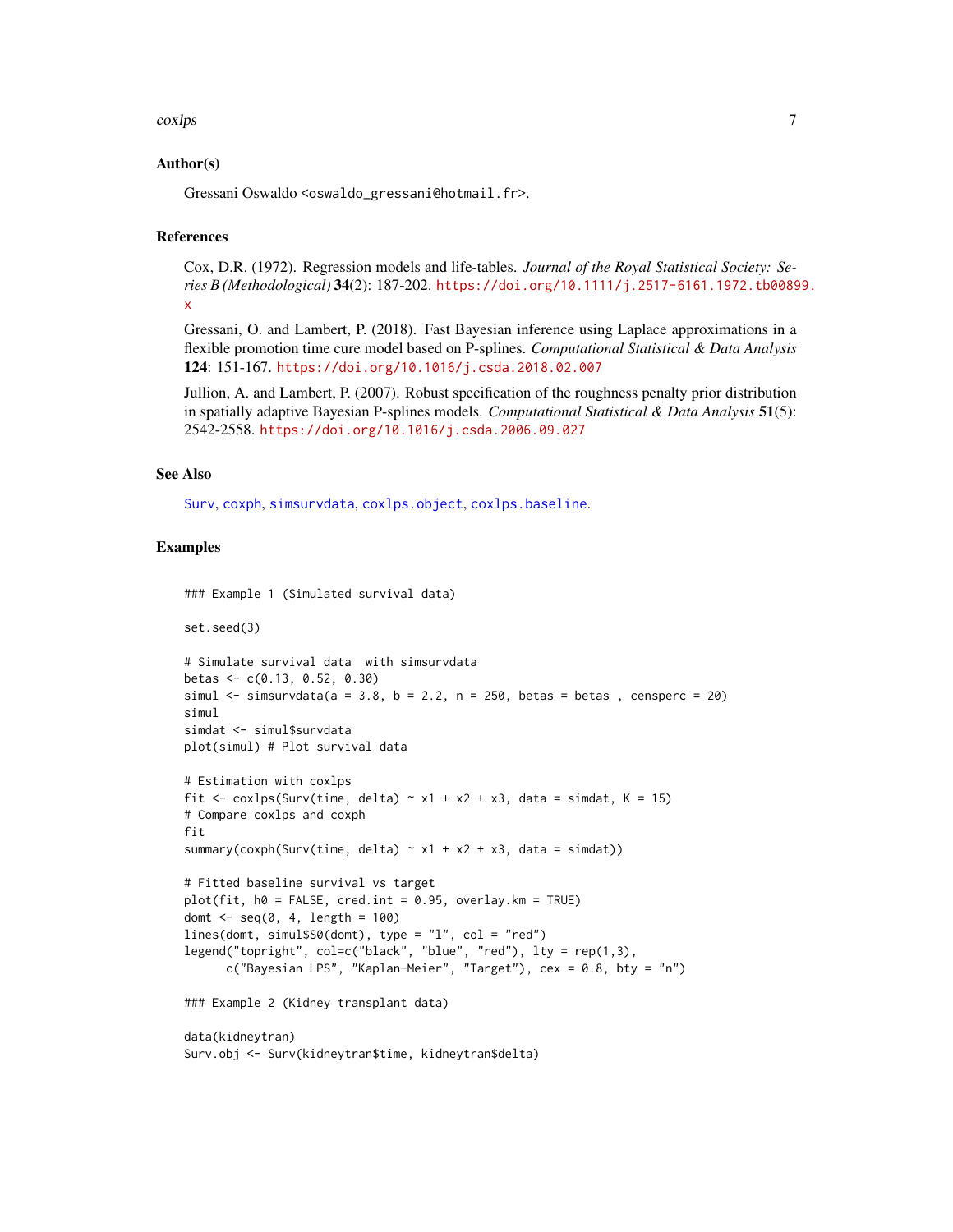## Author(s)

Gressani Oswaldo <oswaldo_gressani@hotmail.fr>.

## References

Cox, D.R. (1972). Regression models and life-tables. *Journal of the Royal Statistical Society: Series B (Methodological)* **34**(2): 187-202. https://doi.org/10.1111/j.2517-6161.1972.tb00899.x

Gressani, O. and Lambert, P. (2018). Fast Bayesian inference using Laplace approximations in a flexible promotion time cure model based on P-splines. *Computational Statistical & Data Analysis* **124**: 151-167. https://doi.org/10.1016/j.csda.2018.02.007

Jullion, A. and Lambert, P. (2007). Robust specification of the roughness penalty prior distribution in spatially adaptive Bayesian P-splines models. *Computational Statistical & Data Analysis* **51**(5): 2542-2558. https://doi.org/10.1016/j.csda.2006.09.027

## See Also

Surv, coxph, simsurvdata, coxlps.object, coxlps.baseline.

## Examples

```
### Example 1 (Simulated survival data)

set.seed(3)

# Simulate survival data  with simsurvdata
betas <- c(0.13, 0.52, 0.30)
simul <- simsurvdata(a = 3.8, b = 2.2, n = 250, betas = betas , censperc = 20)
simul
simdat <- simul$survdata
plot(simul) # Plot survival data

# Estimation with coxlps
fit <- coxlps(Surv(time, delta) ~ x1 + x2 + x3, data = simdat, K = 15)
# Compare coxlps and coxph
fit
summary(coxph(Surv(time, delta) ~ x1 + x2 + x3, data = simdat))

# Fitted baseline survival vs target
plot(fit, h0 = FALSE, cred.int = 0.95, overlay.km = TRUE)
domt <- seq(0, 4, length = 100)
lines(domt, simul$S0(domt), type = "l", col = "red")
legend("topright", col=c("black", "blue", "red"), lty = rep(1,3),
      c("Bayesian LPS", "Kaplan-Meier", "Target"), cex = 0.8, bty = "n")

### Example 2 (Kidney transplant data)

data(kidneytran)
Surv.obj <- Surv(kidneytran$time, kidneytran$delta)
```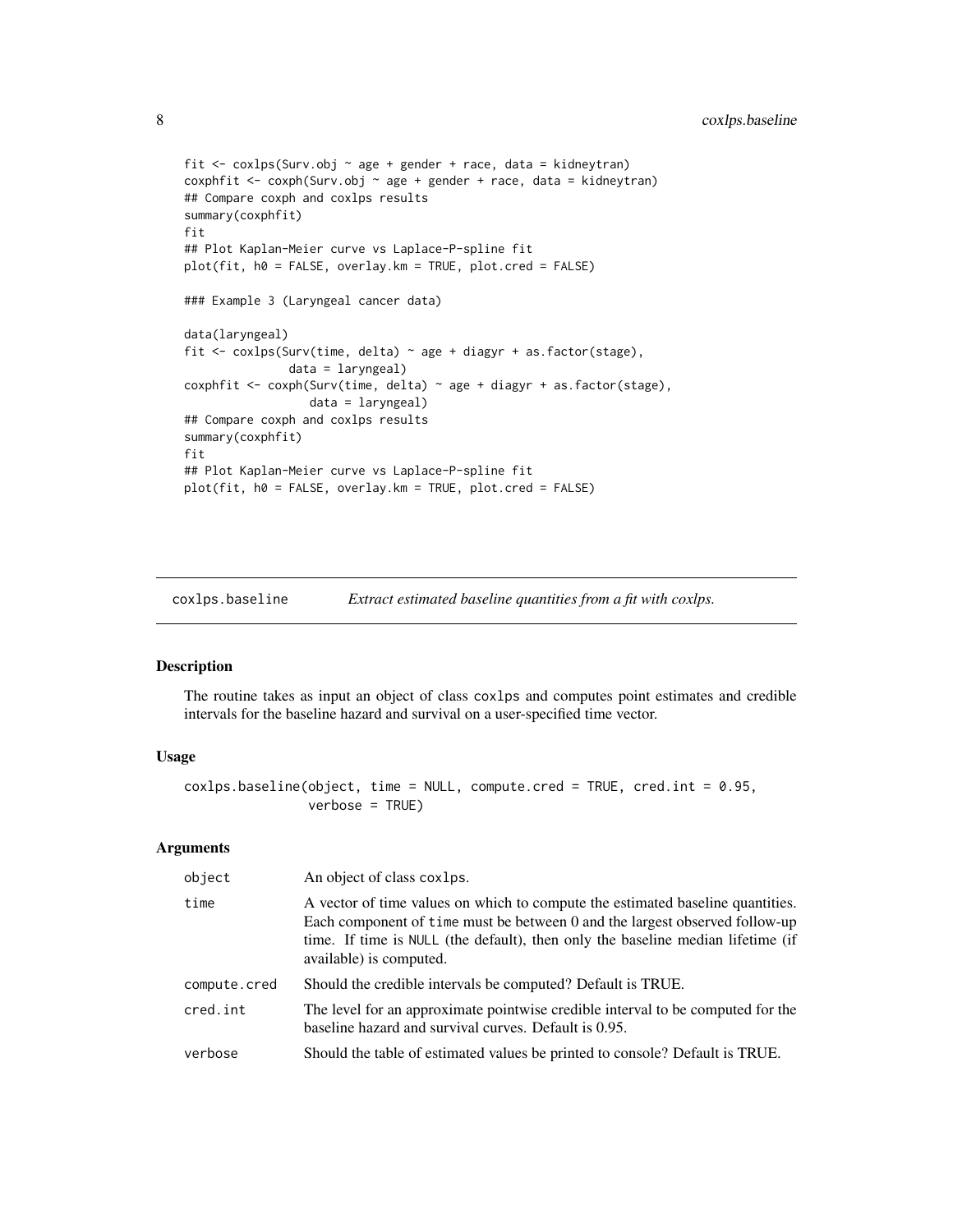```
fit <- coxlps(Surv.obj ~ age + gender + race, data = kidneytran)
coxphfit <- coxph(Surv.obj ~ age + gender + race, data = kidneytran)
## Compare coxph and coxlps results
summary(coxphfit)
fit
## Plot Kaplan-Meier curve vs Laplace-P-spline fit
plot(fit, h0 = FALSE, overlay.km = TRUE, plot.cred = FALSE)

### Example 3 (Laryngeal cancer data)

data(laryngeal)
fit <- coxlps(Surv(time, delta) ~ age + diagyr + as.factor(stage),
              data = laryngeal)
coxphfit <- coxph(Surv(time, delta) ~ age + diagyr + as.factor(stage),
                  data = laryngeal)
## Compare coxph and coxlps results
summary(coxphfit)
fit
## Plot Kaplan-Meier curve vs Laplace-P-spline fit
plot(fit, h0 = FALSE, overlay.km = TRUE, plot.cred = FALSE)
```

---

## coxlps.baseline — *Extract estimated baseline quantities from a fit with coxlps.*

### Description

The routine takes as input an object of class coxlps and computes point estimates and credible intervals for the baseline hazard and survival on a user-specified time vector.

### Usage

```
coxlps.baseline(object, time = NULL, compute.cred = TRUE, cred.int = 0.95,
                verbose = TRUE)
```

### Arguments

| | |
|---|---|
| object | An object of class coxlps. |
| time | A vector of time values on which to compute the estimated baseline quantities. Each component of time must be between 0 and the largest observed follow-up time. If time is NULL (the default), then only the baseline median lifetime (if available) is computed. |
| compute.cred | Should the credible intervals be computed? Default is TRUE. |
| cred.int | The level for an approximate pointwise credible interval to be computed for the baseline hazard and survival curves. Default is 0.95. |
| verbose | Should the table of estimated values be printed to console? Default is TRUE. |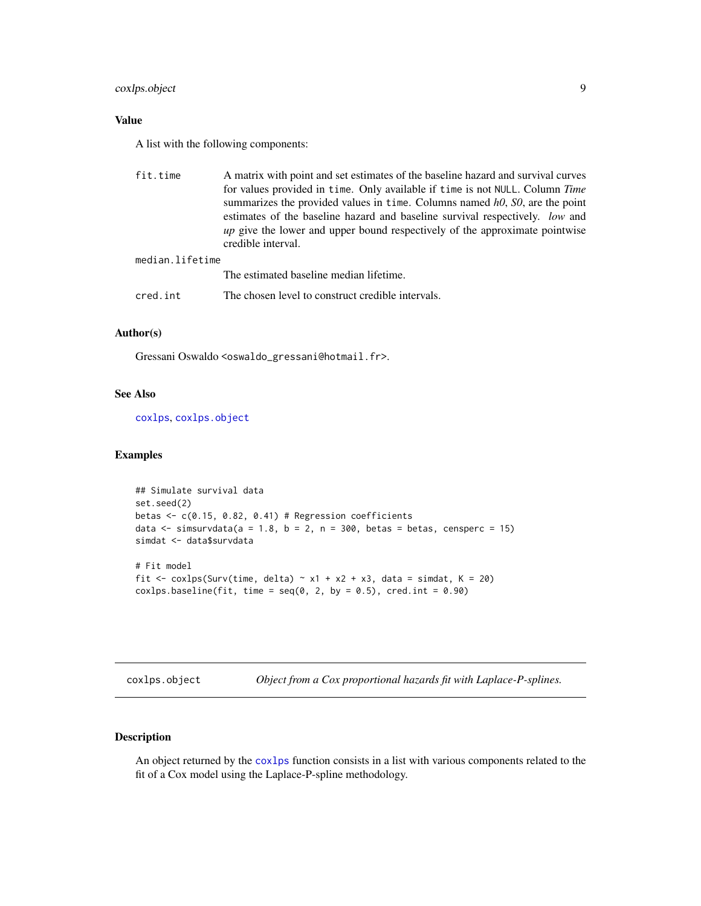## Value

A list with the following components:

- `fit.time` — A matrix with point and set estimates of the baseline hazard and survival curves for values provided in `time`. Only available if `time` is not `NULL`. Column *Time* summarizes the provided values in `time`. Columns named *h0*, *S0*, are the point estimates of the baseline hazard and baseline survival respectively. *low* and *up* give the lower and upper bound respectively of the approximate pointwise credible interval.
- `median.lifetime` — The estimated baseline median lifetime.
- `cred.int` — The chosen level to construct credible intervals.

## Author(s)

Gressani Oswaldo <oswaldo_gressani@hotmail.fr>.

## See Also

coxlps, coxlps.object

## Examples

```
## Simulate survival data
set.seed(2)
betas <- c(0.15, 0.82, 0.41) # Regression coefficients
data <- simsurvdata(a = 1.8, b = 2, n = 300, betas = betas, censperc = 15)
simdat <- data$survdata

# Fit model
fit <- coxlps(Surv(time, delta) ~ x1 + x2 + x3, data = simdat, K = 20)
coxlps.baseline(fit, time = seq(0, 2, by = 0.5), cred.int = 0.90)
```

---

# coxlps.object — *Object from a Cox proportional hazards fit with Laplace-P-splines.*

## Description

An object returned by the coxlps function consists in a list with various components related to the fit of a Cox model using the Laplace-P-spline methodology.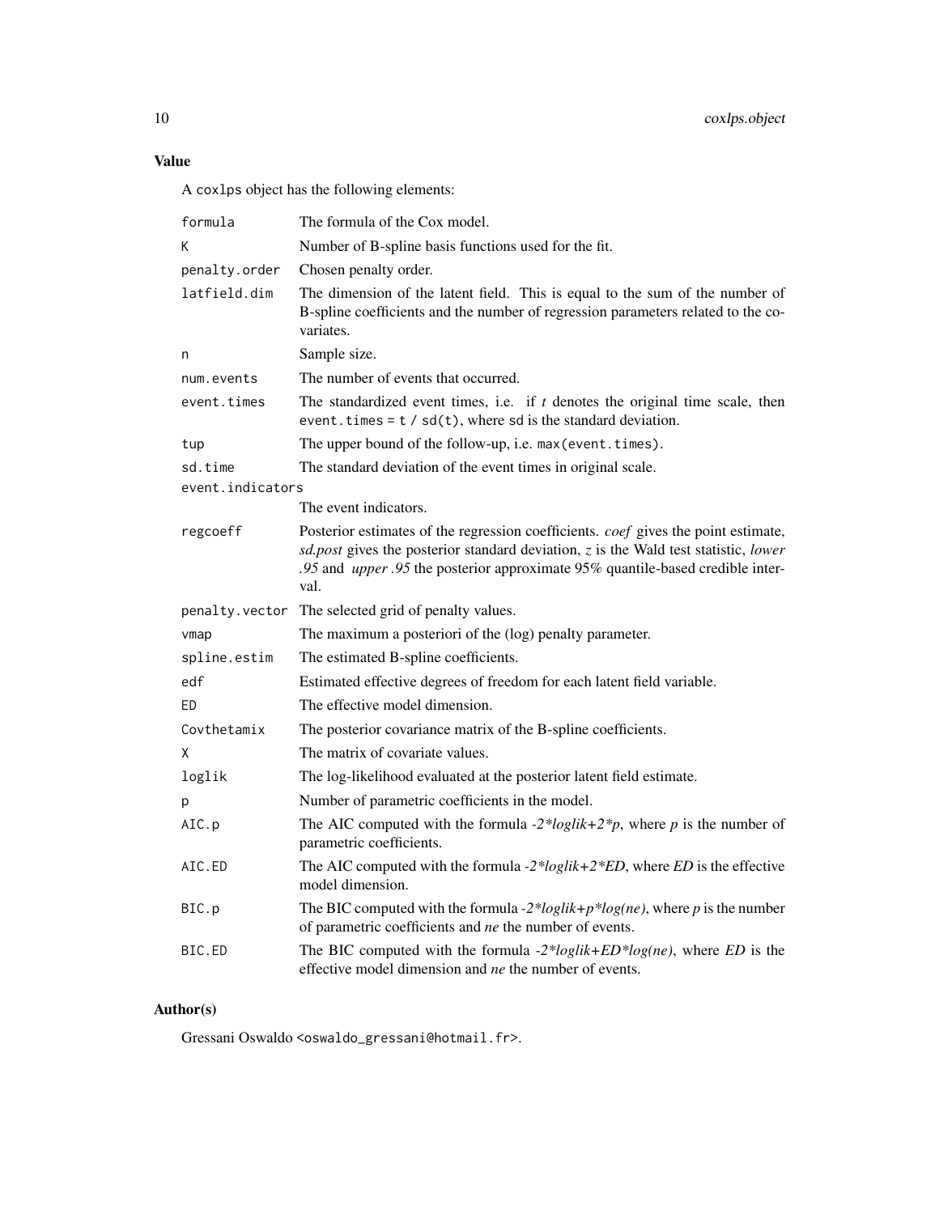### Value

A `coxlps` object has the following elements:

| | |
|---|---|
| `formula` | The formula of the Cox model. |
| `K` | Number of B-spline basis functions used for the fit. |
| `penalty.order` | Chosen penalty order. |
| `latfield.dim` | The dimension of the latent field. This is equal to the sum of the number of B-spline coefficients and the number of regression parameters related to the covariates. |
| `n` | Sample size. |
| `num.events` | The number of events that occurred. |
| `event.times` | The standardized event times, i.e. if $t$ denotes the original time scale, then `event.times = t / sd(t)`, where `sd` is the standard deviation. |
| `tup` | The upper bound of the follow-up, i.e. `max(event.times)`. |
| `sd.time` | The standard deviation of the event times in original scale. |
| `event.indicators` | The event indicators. |
| `regcoeff` | Posterior estimates of the regression coefficients. *coef* gives the point estimate, *sd.post* gives the posterior standard deviation, *z* is the Wald test statistic, *lower .95* and *upper .95* the posterior approximate 95% quantile-based credible interval. |
| `penalty.vector` | The selected grid of penalty values. |
| `vmap` | The maximum a posteriori of the (log) penalty parameter. |
| `spline.estim` | The estimated B-spline coefficients. |
| `edf` | Estimated effective degrees of freedom for each latent field variable. |
| `ED` | The effective model dimension. |
| `Covthetamix` | The posterior covariance matrix of the B-spline coefficients. |
| `X` | The matrix of covariate values. |
| `loglik` | The log-likelihood evaluated at the posterior latent field estimate. |
| `p` | Number of parametric coefficients in the model. |
| `AIC.p` | The AIC computed with the formula *-2\*loglik+2\*p*, where *p* is the number of parametric coefficients. |
| `AIC.ED` | The AIC computed with the formula *-2\*loglik+2\*ED*, where *ED* is the effective model dimension. |
| `BIC.p` | The BIC computed with the formula *-2\*loglik+p\*log(ne)*, where *p* is the number of parametric coefficients and *ne* the number of events. |
| `BIC.ED` | The BIC computed with the formula *-2\*loglik+ED\*log(ne)*, where *ED* is the effective model dimension and *ne* the number of events. |

### Author(s)

Gressani Oswaldo <oswaldo_gressani@hotmail.fr>.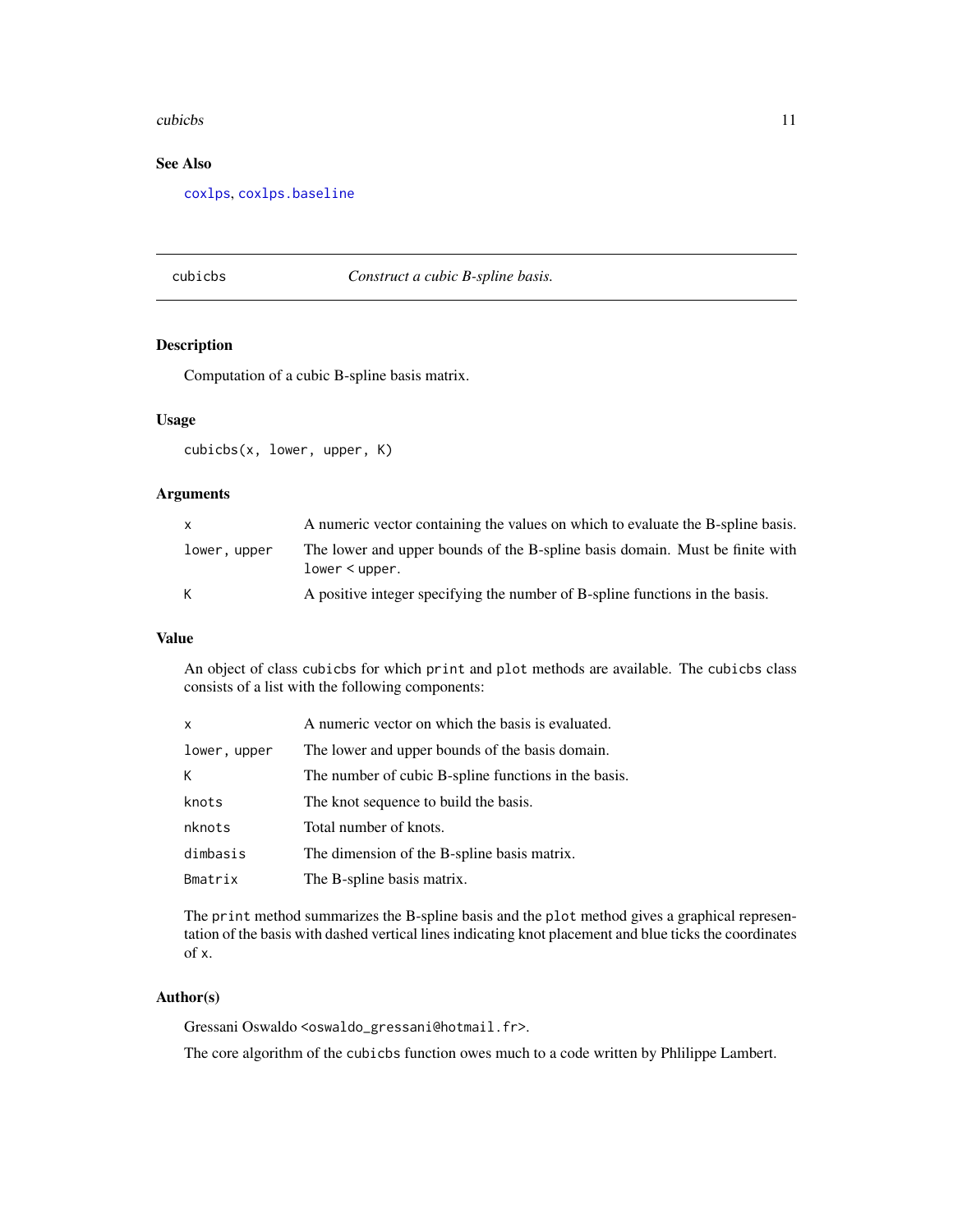## See Also

`coxlps`, `coxlps.baseline`

---

`cubicbs` *Construct a cubic B-spline basis.*

---

### Description

Computation of a cubic B-spline basis matrix.

### Usage

```
cubicbs(x, lower, upper, K)
```

### Arguments

| | |
|---|---|
| `x` | A numeric vector containing the values on which to evaluate the B-spline basis. |
| `lower, upper` | The lower and upper bounds of the B-spline basis domain. Must be finite with `lower < upper`. |
| `K` | A positive integer specifying the number of B-spline functions in the basis. |

### Value

An object of class `cubicbs` for which `print` and `plot` methods are available. The `cubicbs` class consists of a list with the following components:

| | |
|---|---|
| `x` | A numeric vector on which the basis is evaluated. |
| `lower, upper` | The lower and upper bounds of the basis domain. |
| `K` | The number of cubic B-spline functions in the basis. |
| `knots` | The knot sequence to build the basis. |
| `nknots` | Total number of knots. |
| `dimbasis` | The dimension of the B-spline basis matrix. |
| `Bmatrix` | The B-spline basis matrix. |

The `print` method summarizes the B-spline basis and the `plot` method gives a graphical representation of the basis with dashed vertical lines indicating knot placement and blue ticks the coordinates of `x`.

### Author(s)

Gressani Oswaldo <oswaldo_gressani@hotmail.fr>.

The core algorithm of the `cubicbs` function owes much to a code written by Phlilippe Lambert.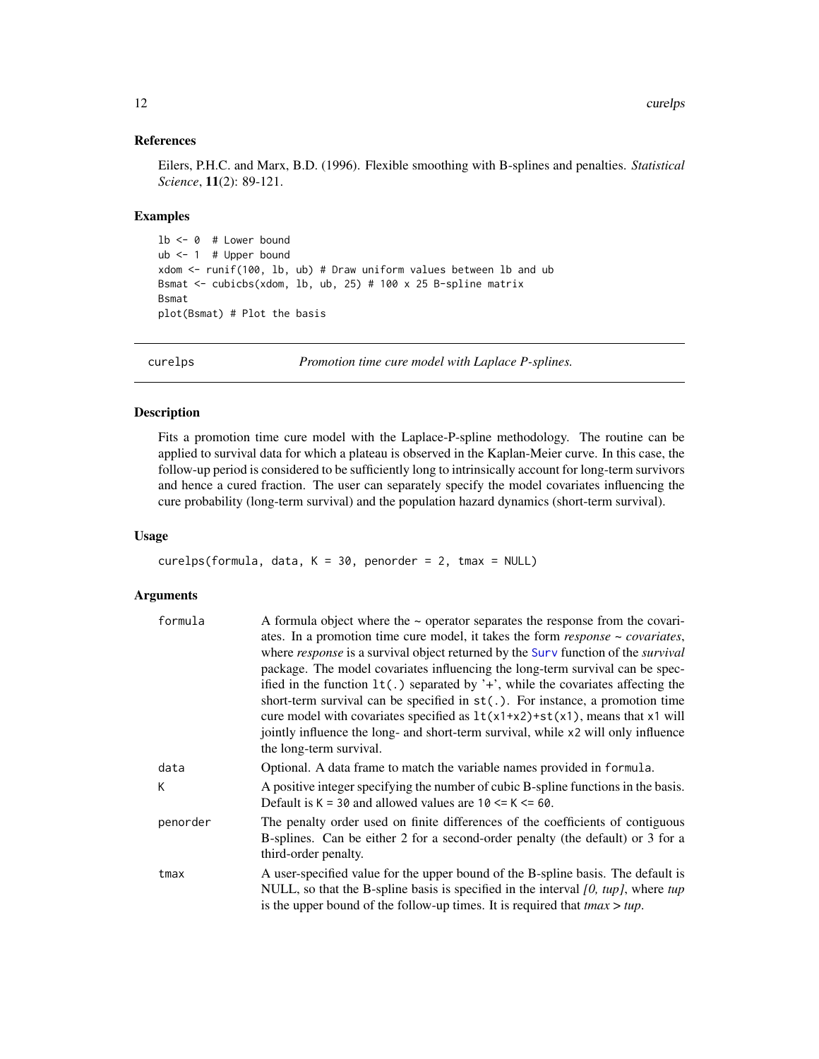### References

Eilers, P.H.C. and Marx, B.D. (1996). Flexible smoothing with B-splines and penalties. *Statistical Science*, **11**(2): 89-121.

### Examples

```
lb <- 0  # Lower bound
ub <- 1  # Upper bound
xdom <- runif(100, lb, ub) # Draw uniform values between lb and ub
Bsmat <- cubicbs(xdom, lb, ub, 25) # 100 x 25 B-spline matrix
Bsmat
plot(Bsmat) # Plot the basis
```

---

## curelps — *Promotion time cure model with Laplace P-splines.*

### Description

Fits a promotion time cure model with the Laplace-P-spline methodology. The routine can be applied to survival data for which a plateau is observed in the Kaplan-Meier curve. In this case, the follow-up period is considered to be sufficiently long to intrinsically account for long-term survivors and hence a cured fraction. The user can separately specify the model covariates influencing the cure probability (long-term survival) and the population hazard dynamics (short-term survival).

### Usage

```
curelps(formula, data, K = 30, penorder = 2, tmax = NULL)
```

### Arguments

| | |
|---|---|
| `formula` | A formula object where the ~ operator separates the response from the covariates. In a promotion time cure model, it takes the form *response ~ covariates*, where *response* is a survival object returned by the `Surv` function of the *survival* package. The model covariates influencing the long-term survival can be specified in the function `lt(.)` separated by '+', while the covariates affecting the short-term survival can be specified in `st(.)`. For instance, a promotion time cure model with covariates specified as `lt(x1+x2)+st(x1)`, means that `x1` will jointly influence the long- and short-term survival, while `x2` will only influence the long-term survival. |
| `data` | Optional. A data frame to match the variable names provided in `formula`. |
| `K` | A positive integer specifying the number of cubic B-spline functions in the basis. Default is `K = 30` and allowed values are `10 <= K <= 60`. |
| `penorder` | The penalty order used on finite differences of the coefficients of contiguous B-splines. Can be either 2 for a second-order penalty (the default) or 3 for a third-order penalty. |
| `tmax` | A user-specified value for the upper bound of the B-spline basis. The default is NULL, so that the B-spline basis is specified in the interval *[0, tup]*, where *tup* is the upper bound of the follow-up times. It is required that *tmax* > *tup*. |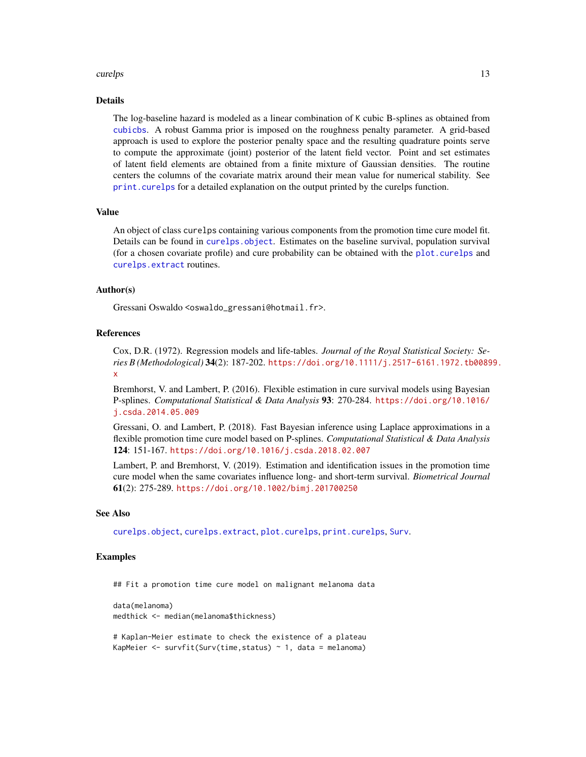## Details

The log-baseline hazard is modeled as a linear combination of K cubic B-splines as obtained from `cubicbs`. A robust Gamma prior is imposed on the roughness penalty parameter. A grid-based approach is used to explore the posterior penalty space and the resulting quadrature points serve to compute the approximate (joint) posterior of the latent field vector. Point and set estimates of latent field elements are obtained from a finite mixture of Gaussian densities. The routine centers the columns of the covariate matrix around their mean value for numerical stability. See `print.curelps` for a detailed explanation on the output printed by the curelps function.

## Value

An object of class `curelps` containing various components from the promotion time cure model fit. Details can be found in `curelps.object`. Estimates on the baseline survival, population survival (for a chosen covariate profile) and cure probability can be obtained with the `plot.curelps` and `curelps.extract` routines.

## Author(s)

Gressani Oswaldo <oswaldo_gressani@hotmail.fr>.

## References

Cox, D.R. (1972). Regression models and life-tables. *Journal of the Royal Statistical Society: Series B (Methodological)* **34**(2): 187-202. https://doi.org/10.1111/j.2517-6161.1972.tb00899.x

Bremhorst, V. and Lambert, P. (2016). Flexible estimation in cure survival models using Bayesian P-splines. *Computational Statistical & Data Analysis* **93**: 270-284. https://doi.org/10.1016/j.csda.2014.05.009

Gressani, O. and Lambert, P. (2018). Fast Bayesian inference using Laplace approximations in a flexible promotion time cure model based on P-splines. *Computational Statistical & Data Analysis* **124**: 151-167. https://doi.org/10.1016/j.csda.2018.02.007

Lambert, P. and Bremhorst, V. (2019). Estimation and identification issues in the promotion time cure model when the same covariates influence long- and short-term survival. *Biometrical Journal* **61**(2): 275-289. https://doi.org/10.1002/bimj.201700250

## See Also

`curelps.object`, `curelps.extract`, `plot.curelps`, `print.curelps`, `Surv`.

## Examples

```
## Fit a promotion time cure model on malignant melanoma data

data(melanoma)
medthick <- median(melanoma$thickness)

# Kaplan-Meier estimate to check the existence of a plateau
KapMeier <- survfit(Surv(time,status) ~ 1, data = melanoma)
```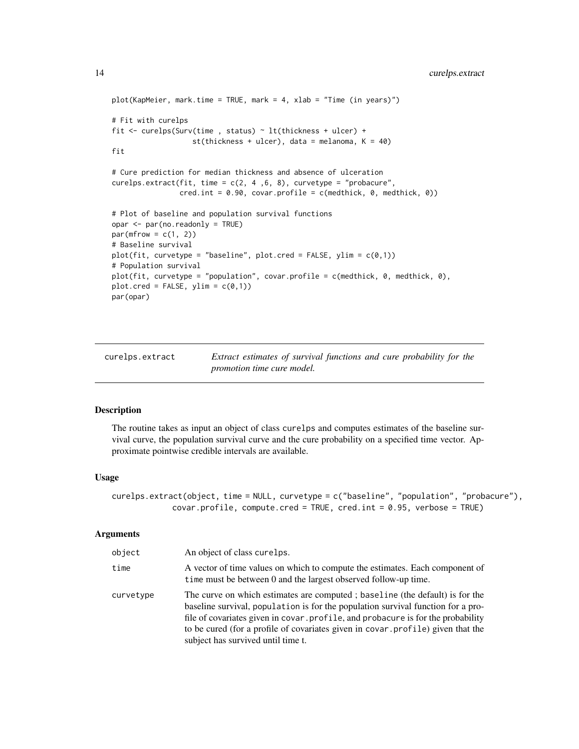```
plot(KapMeier, mark.time = TRUE, mark = 4, xlab = "Time (in years)")

# Fit with curelps
fit <- curelps(Surv(time , status) ~ lt(thickness + ulcer) +
                  st(thickness + ulcer), data = melanoma, K = 40)
fit

# Cure prediction for median thickness and absence of ulceration
curelps.extract(fit, time = c(2, 4 ,6, 8), curvetype = "probacure",
                cred.int = 0.90, covar.profile = c(medthick, 0, medthick, 0))

# Plot of baseline and population survival functions
opar <- par(no.readonly = TRUE)
par(mfrow = c(1, 2))
# Baseline survival
plot(fit, curvetype = "baseline", plot.cred = FALSE, ylim = c(0,1))
# Population survival
plot(fit, curvetype = "population", covar.profile = c(medthick, 0, medthick, 0),
plot.cred = FALSE, ylim = c(0,1))
par(opar)
```

## curelps.extract — *Extract estimates of survival functions and cure probability for the promotion time cure model.*

### Description

The routine takes as input an object of class curelps and computes estimates of the baseline survival curve, the population survival curve and the cure probability on a specified time vector. Approximate pointwise credible intervals are available.

### Usage

```
curelps.extract(object, time = NULL, curvetype = c("baseline", "population", "probacure"),
            covar.profile, compute.cred = TRUE, cred.int = 0.95, verbose = TRUE)
```

### Arguments

| | |
|---|---|
| object | An object of class curelps. |
| time | A vector of time values on which to compute the estimates. Each component of time must be between 0 and the largest observed follow-up time. |
| curvetype | The curve on which estimates are computed ; baseline (the default) is for the baseline survival, population is for the population survival function for a profile of covariates given in covar.profile, and probacure is for the probability to be cured (for a profile of covariates given in covar.profile) given that the subject has survived until time t. |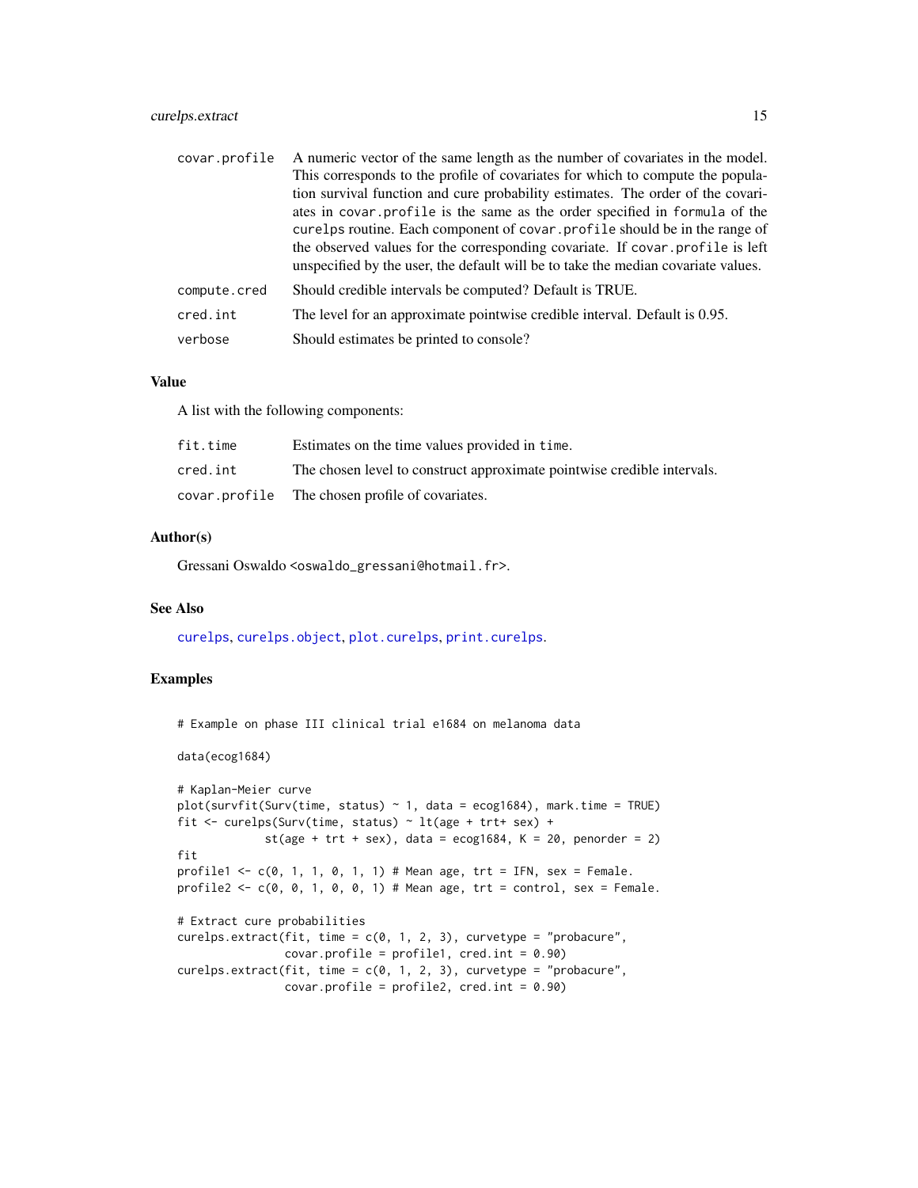| | |
|---|---|
| covar.profile | A numeric vector of the same length as the number of covariates in the model. This corresponds to the profile of covariates for which to compute the population survival function and cure probability estimates. The order of the covariates in covar.profile is the same as the order specified in formula of the curelps routine. Each component of covar.profile should be in the range of the observed values for the corresponding covariate. If covar.profile is left unspecified by the user, the default will be to take the median covariate values. |
| compute.cred | Should credible intervals be computed? Default is TRUE. |
| cred.int | The level for an approximate pointwise credible interval. Default is 0.95. |
| verbose | Should estimates be printed to console? |

## Value

A list with the following components:

| | |
|---|---|
| fit.time | Estimates on the time values provided in time. |
| cred.int | The chosen level to construct approximate pointwise credible intervals. |
| covar.profile | The chosen profile of covariates. |

## Author(s)

Gressani Oswaldo <oswaldo_gressani@hotmail.fr>.

## See Also

curelps, curelps.object, plot.curelps, print.curelps.

## Examples

```
# Example on phase III clinical trial e1684 on melanoma data

data(ecog1684)

# Kaplan-Meier curve
plot(survfit(Surv(time, status) ~ 1, data = ecog1684), mark.time = TRUE)
fit <- curelps(Surv(time, status) ~ lt(age + trt+ sex) +
             st(age + trt + sex), data = ecog1684, K = 20, penorder = 2)
fit
profile1 <- c(0, 1, 1, 0, 1, 1) # Mean age, trt = IFN, sex = Female.
profile2 <- c(0, 0, 1, 0, 0, 1) # Mean age, trt = control, sex = Female.

# Extract cure probabilities
curelps.extract(fit, time = c(0, 1, 2, 3), curvetype = "probacure",
                covar.profile = profile1, cred.int = 0.90)
curelps.extract(fit, time = c(0, 1, 2, 3), curvetype = "probacure",
                covar.profile = profile2, cred.int = 0.90)
```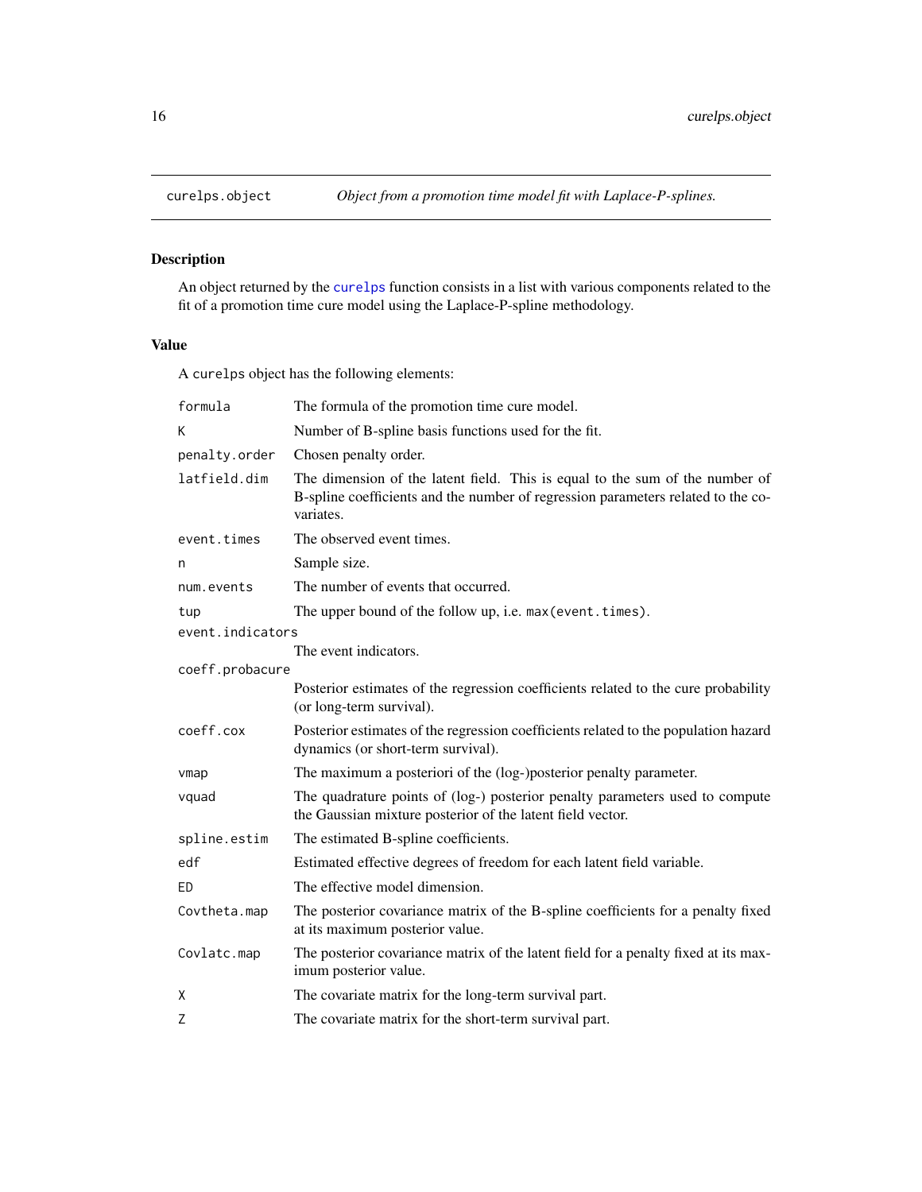# curelps.object — *Object from a promotion time model fit with Laplace-P-splines.*

## Description

An object returned by the `curelps` function consists in a list with various components related to the fit of a promotion time cure model using the Laplace-P-spline methodology.

## Value

A `curelps` object has the following elements:

| | |
|---|---|
| `formula` | The formula of the promotion time cure model. |
| `K` | Number of B-spline basis functions used for the fit. |
| `penalty.order` | Chosen penalty order. |
| `latfield.dim` | The dimension of the latent field. This is equal to the sum of the number of B-spline coefficients and the number of regression parameters related to the covariates. |
| `event.times` | The observed event times. |
| `n` | Sample size. |
| `num.events` | The number of events that occurred. |
| `tup` | The upper bound of the follow up, i.e. `max(event.times)`. |
| `event.indicators` | The event indicators. |
| `coeff.probacure` | Posterior estimates of the regression coefficients related to the cure probability (or long-term survival). |
| `coeff.cox` | Posterior estimates of the regression coefficients related to the population hazard dynamics (or short-term survival). |
| `vmap` | The maximum a posteriori of the (log-)posterior penalty parameter. |
| `vquad` | The quadrature points of (log-) posterior penalty parameters used to compute the Gaussian mixture posterior of the latent field vector. |
| `spline.estim` | The estimated B-spline coefficients. |
| `edf` | Estimated effective degrees of freedom for each latent field variable. |
| `ED` | The effective model dimension. |
| `Covtheta.map` | The posterior covariance matrix of the B-spline coefficients for a penalty fixed at its maximum posterior value. |
| `Covlatc.map` | The posterior covariance matrix of the latent field for a penalty fixed at its maximum posterior value. |
| `X` | The covariate matrix for the long-term survival part. |
| `Z` | The covariate matrix for the short-term survival part. |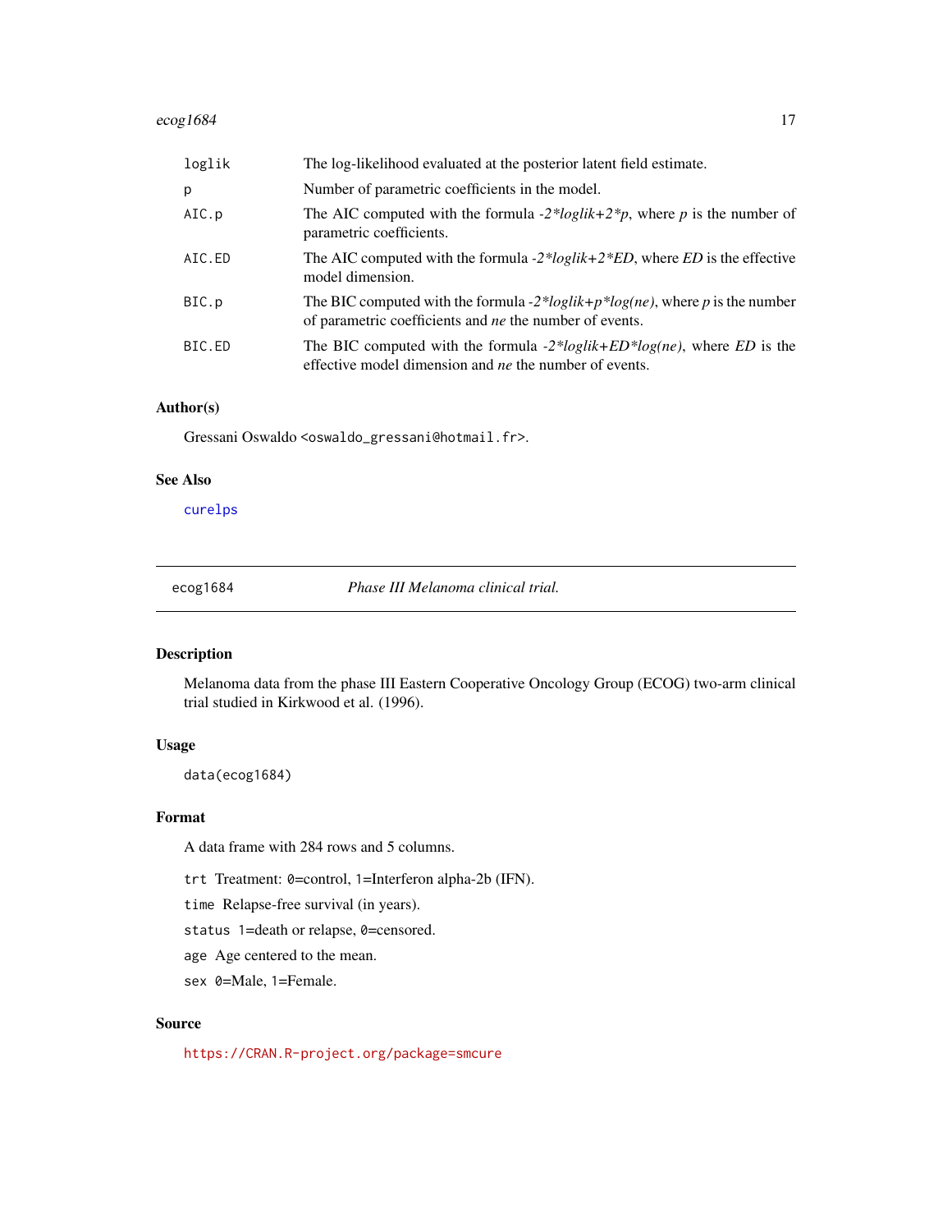| | |
|---|---|
| `loglik` | The log-likelihood evaluated at the posterior latent field estimate. |
| `p` | Number of parametric coefficients in the model. |
| `AIC.p` | The AIC computed with the formula *-2\*loglik+2\*p*, where *p* is the number of parametric coefficients. |
| `AIC.ED` | The AIC computed with the formula *-2\*loglik+2\*ED*, where *ED* is the effective model dimension. |
| `BIC.p` | The BIC computed with the formula *-2\*loglik+p\*log(ne)*, where *p* is the number of parametric coefficients and *ne* the number of events. |
| `BIC.ED` | The BIC computed with the formula *-2\*loglik+ED\*log(ne)*, where *ED* is the effective model dimension and *ne* the number of events. |

### Author(s)

Gressani Oswaldo <oswaldo_gressani@hotmail.fr>.

### See Also

curelps

---

## ecog1684 *Phase III Melanoma clinical trial.*

---

### Description

Melanoma data from the phase III Eastern Cooperative Oncology Group (ECOG) two-arm clinical trial studied in Kirkwood et al. (1996).

### Usage

```
data(ecog1684)
```

### Format

A data frame with 284 rows and 5 columns.

`trt` Treatment: 0=control, 1=Interferon alpha-2b (IFN).

`time` Relapse-free survival (in years).

`status` 1=death or relapse, 0=censored.

`age` Age centered to the mean.

`sex` 0=Male, 1=Female.

### Source

https://CRAN.R-project.org/package=smcure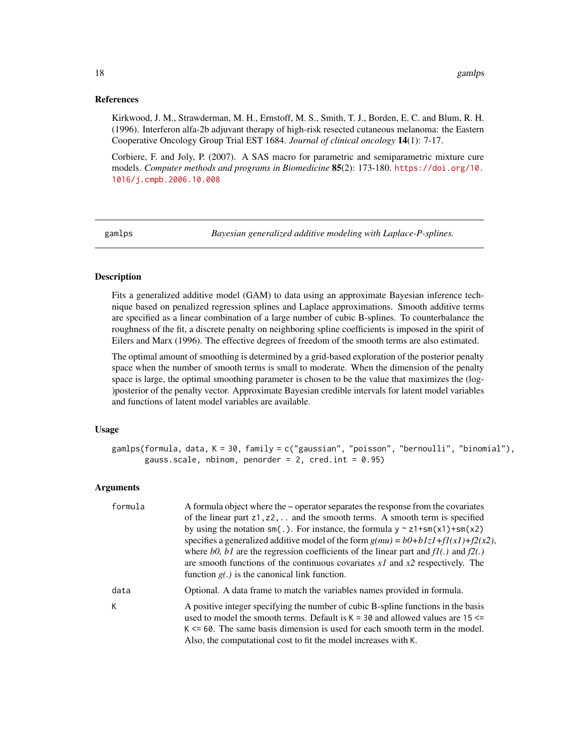## References

Kirkwood, J. M., Strawderman, M. H., Ernstoff, M. S., Smith, T. J., Borden, E. C. and Blum, R. H. (1996). Interferon alfa-2b adjuvant therapy of high-risk resected cutaneous melanoma: the Eastern Cooperative Oncology Group Trial EST 1684. *Journal of clinical oncology* **14**(1): 7-17.

Corbiere, F. and Joly, P. (2007). A SAS macro for parametric and semiparametric mixture cure models. *Computer methods and programs in Biomedicine* **85**(2): 173-180. https://doi.org/10.1016/j.cmpb.2006.10.008

---

gamlps — *Bayesian generalized additive modeling with Laplace-P-splines.*

---

## Description

Fits a generalized additive model (GAM) to data using an approximate Bayesian inference technique based on penalized regression splines and Laplace approximations. Smooth additive terms are specified as a linear combination of a large number of cubic B-splines. To counterbalance the roughness of the fit, a discrete penalty on neighboring spline coefficients is imposed in the spirit of Eilers and Marx (1996). The effective degrees of freedom of the smooth terms are also estimated.

The optimal amount of smoothing is determined by a grid-based exploration of the posterior penalty space when the number of smooth terms is small to moderate. When the dimension of the penalty space is large, the optimal smoothing parameter is chosen to be the value that maximizes the (log-)posterior of the penalty vector. Approximate Bayesian credible intervals for latent model variables and functions of latent model variables are available.

## Usage

```
gamlps(formula, data, K = 30, family = c("gaussian", "poisson", "bernoulli", "binomial"),
       gauss.scale, nbinom, penorder = 2, cred.int = 0.95)
```

## Arguments

| | |
|---|---|
| `formula` | A formula object where the ~ operator separates the response from the covariates of the linear part `z1,z2,..` and the smooth terms. A smooth term is specified by using the notation `sm(.)`. For instance, the formula `y ~ z1+sm(x1)+sm(x2)` specifies a generalized additive model of the form *g(mu) = b0+b1z1+f1(x1)+f2(x2)*, where *b0, b1* are the regression coefficients of the linear part and *f1(.)* and *f2(.)* are smooth functions of the continuous covariates *x1* and *x2* respectively. The function *g(.)* is the canonical link function. |
| `data` | Optional. A data frame to match the variables names provided in formula. |
| `K` | A positive integer specifying the number of cubic B-spline functions in the basis used to model the smooth terms. Default is `K = 30` and allowed values are `15 <= K <= 60`. The same basis dimension is used for each smooth term in the model. Also, the computational cost to fit the model increases with `K`. |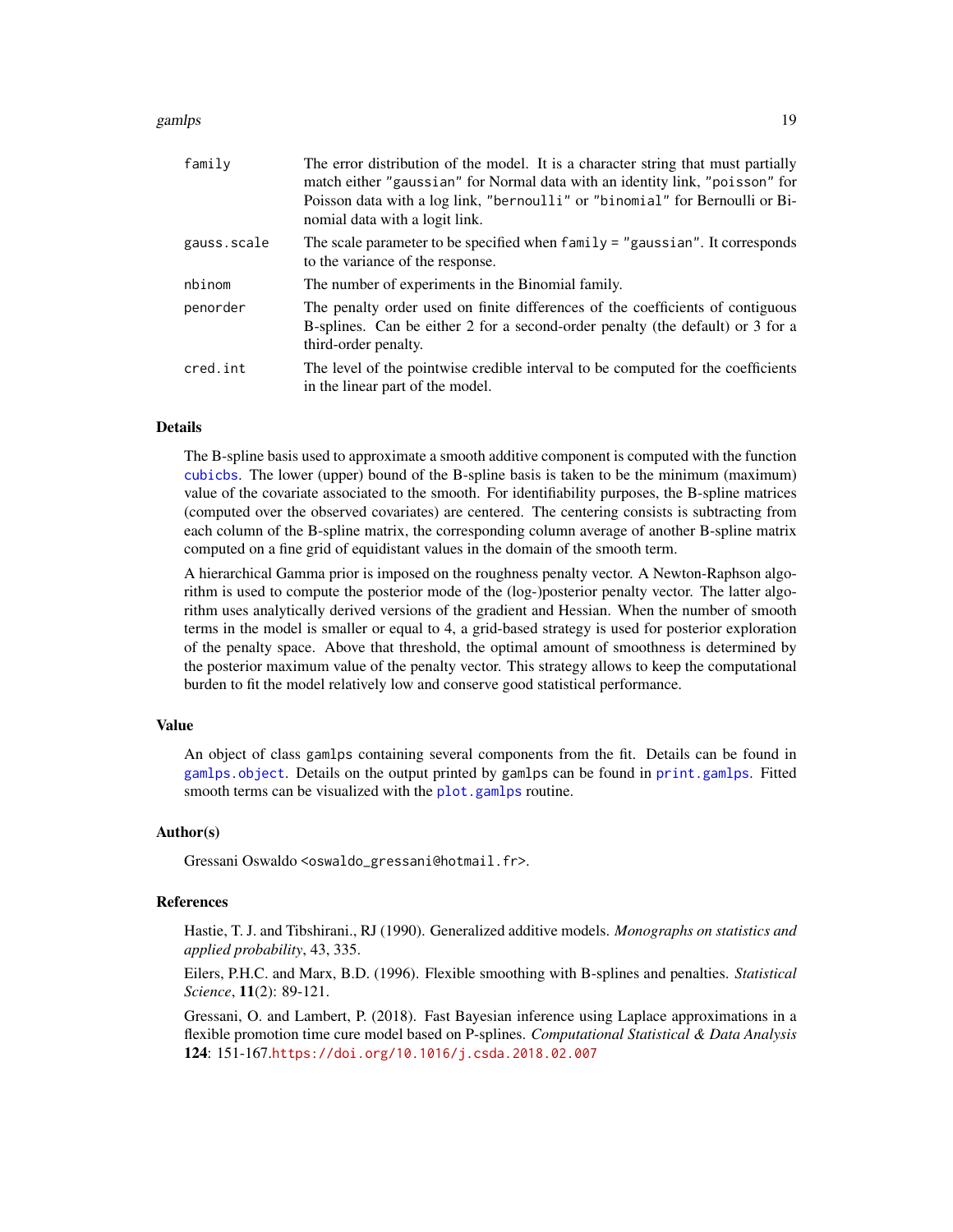| | |
|---|---|
| `family` | The error distribution of the model. It is a character string that must partially match either `"gaussian"` for Normal data with an identity link, `"poisson"` for Poisson data with a log link, `"bernoulli"` or `"binomial"` for Bernoulli or Binomial data with a logit link. |
| `gauss.scale` | The scale parameter to be specified when `family = "gaussian"`. It corresponds to the variance of the response. |
| `nbinom` | The number of experiments in the Binomial family. |
| `penorder` | The penalty order used on finite differences of the coefficients of contiguous B-splines. Can be either 2 for a second-order penalty (the default) or 3 for a third-order penalty. |
| `cred.int` | The level of the pointwise credible interval to be computed for the coefficients in the linear part of the model. |

## Details

The B-spline basis used to approximate a smooth additive component is computed with the function `cubicbs`. The lower (upper) bound of the B-spline basis is taken to be the minimum (maximum) value of the covariate associated to the smooth. For identifiability purposes, the B-spline matrices (computed over the observed covariates) are centered. The centering consists is subtracting from each column of the B-spline matrix, the corresponding column average of another B-spline matrix computed on a fine grid of equidistant values in the domain of the smooth term.

A hierarchical Gamma prior is imposed on the roughness penalty vector. A Newton-Raphson algorithm is used to compute the posterior mode of the (log-)posterior penalty vector. The latter algorithm uses analytically derived versions of the gradient and Hessian. When the number of smooth terms in the model is smaller or equal to 4, a grid-based strategy is used for posterior exploration of the penalty space. Above that threshold, the optimal amount of smoothness is determined by the posterior maximum value of the penalty vector. This strategy allows to keep the computational burden to fit the model relatively low and conserve good statistical performance.

## Value

An object of class `gamlps` containing several components from the fit. Details can be found in `gamlps.object`. Details on the output printed by `gamlps` can be found in `print.gamlps`. Fitted smooth terms can be visualized with the `plot.gamlps` routine.

## Author(s)

Gressani Oswaldo <oswaldo_gressani@hotmail.fr>.

## References

Hastie, T. J. and Tibshirani., RJ (1990). Generalized additive models. *Monographs on statistics and applied probability*, 43, 335.

Eilers, P.H.C. and Marx, B.D. (1996). Flexible smoothing with B-splines and penalties. *Statistical Science*, **11**(2): 89-121.

Gressani, O. and Lambert, P. (2018). Fast Bayesian inference using Laplace approximations in a flexible promotion time cure model based on P-splines. *Computational Statistical & Data Analysis* **124**: 151-167.https://doi.org/10.1016/j.csda.2018.02.007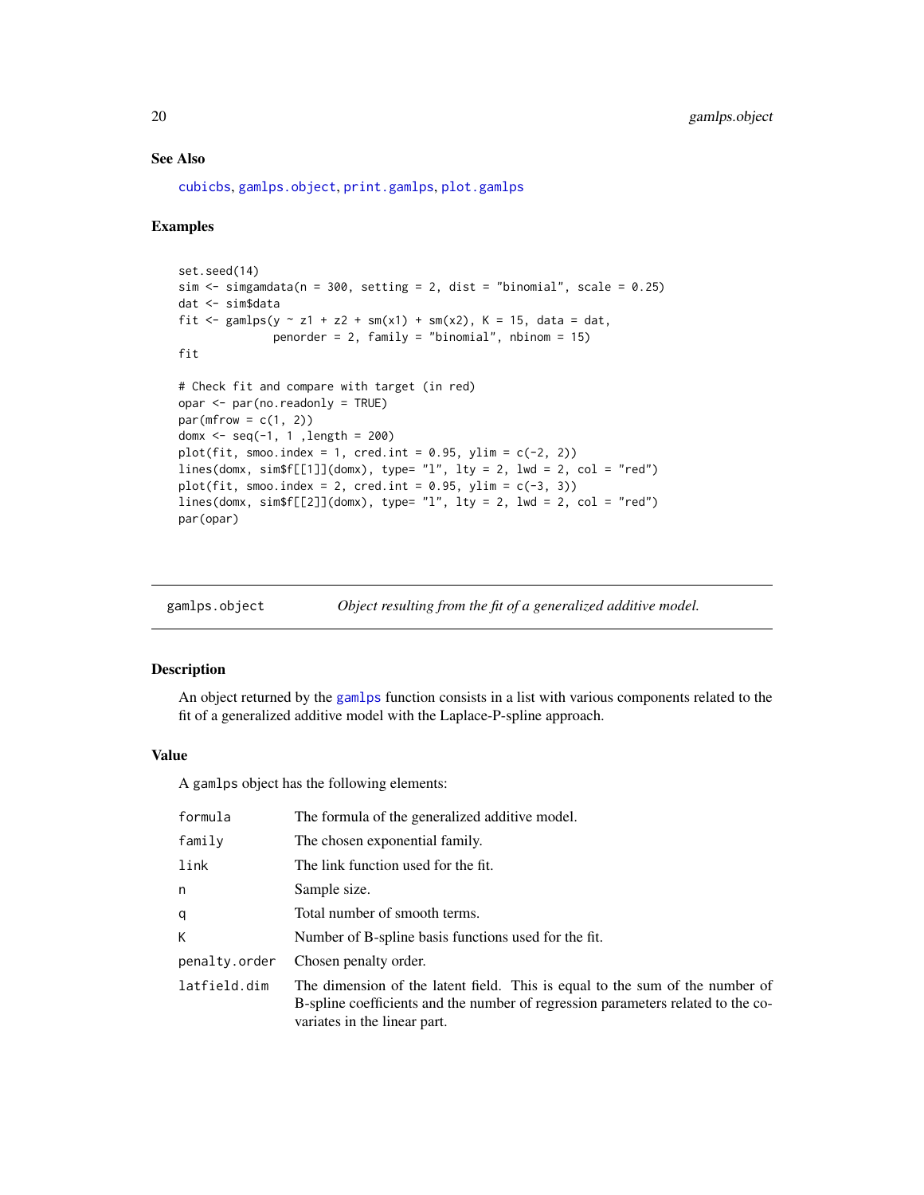## See Also

cubicbs, gamlps.object, print.gamlps, plot.gamlps

## Examples

```
set.seed(14)
sim <- simgamdata(n = 300, setting = 2, dist = "binomial", scale = 0.25)
dat <- sim$data
fit <- gamlps(y ~ z1 + z2 + sm(x1) + sm(x2), K = 15, data = dat,
              penorder = 2, family = "binomial", nbinom = 15)
fit

# Check fit and compare with target (in red)
opar <- par(no.readonly = TRUE)
par(mfrow = c(1, 2))
domx <- seq(-1, 1 ,length = 200)
plot(fit, smoo.index = 1, cred.int = 0.95, ylim = c(-2, 2))
lines(domx, sim$f[[1]](domx), type= "l", lty = 2, lwd = 2, col = "red")
plot(fit, smoo.index = 2, cred.int = 0.95, ylim = c(-3, 3))
lines(domx, sim$f[[2]](domx), type= "l", lty = 2, lwd = 2, col = "red")
par(opar)
```

---

# gamlps.object — *Object resulting from the fit of a generalized additive model.*

## Description

An object returned by the gamlps function consists in a list with various components related to the fit of a generalized additive model with the Laplace-P-spline approach.

## Value

A gamlps object has the following elements:

| | |
|---|---|
| formula | The formula of the generalized additive model. |
| family | The chosen exponential family. |
| link | The link function used for the fit. |
| n | Sample size. |
| q | Total number of smooth terms. |
| K | Number of B-spline basis functions used for the fit. |
| penalty.order | Chosen penalty order. |
| latfield.dim | The dimension of the latent field. This is equal to the sum of the number of B-spline coefficients and the number of regression parameters related to the covariates in the linear part. |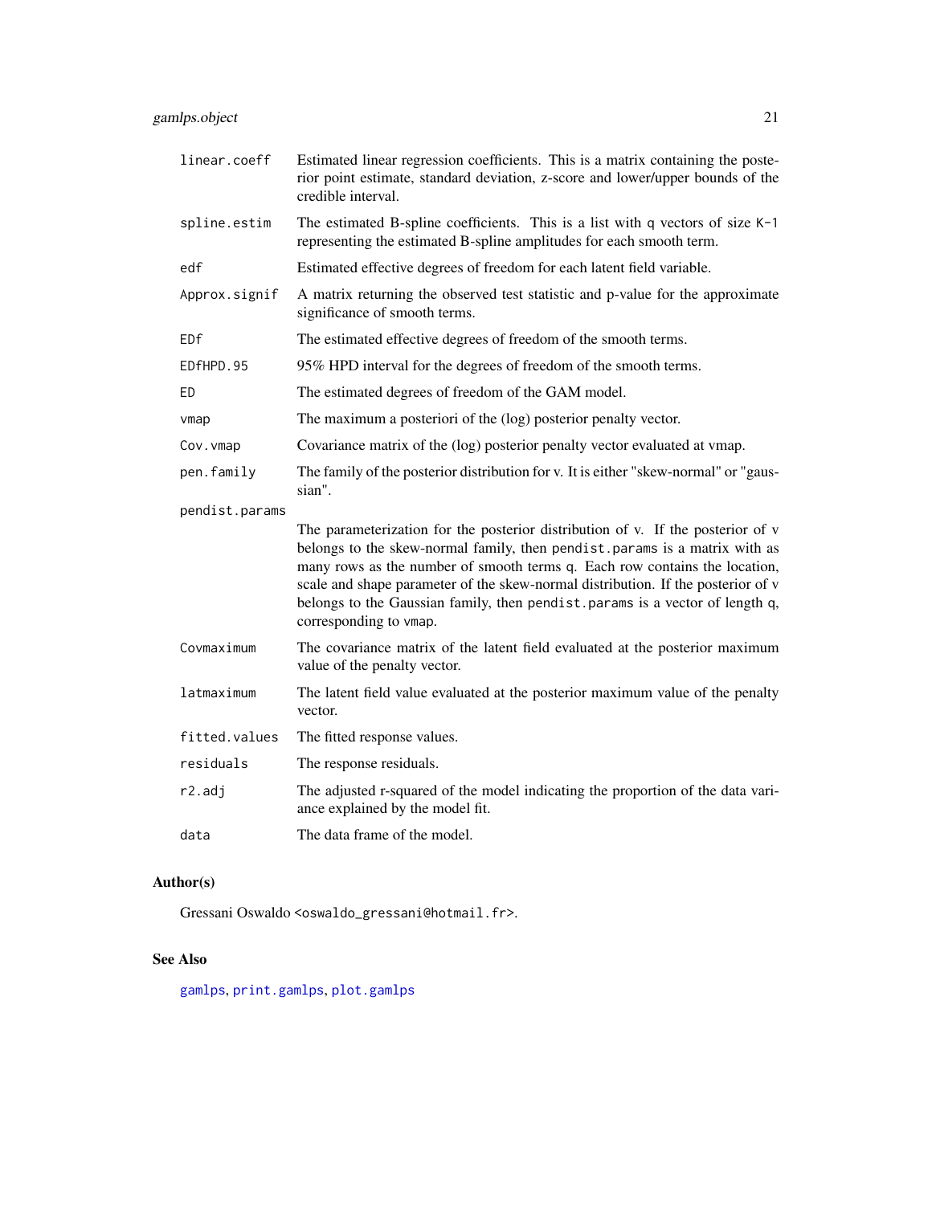`linear.coeff` Estimated linear regression coefficients. This is a matrix containing the posterior point estimate, standard deviation, z-score and lower/upper bounds of the credible interval.

`spline.estim` The estimated B-spline coefficients. This is a list with `q` vectors of size `K-1` representing the estimated B-spline amplitudes for each smooth term.

`edf` Estimated effective degrees of freedom for each latent field variable.

`Approx.signif` A matrix returning the observed test statistic and p-value for the approximate significance of smooth terms.

`EDf` The estimated effective degrees of freedom of the smooth terms.

`EDfHPD.95` 95% HPD interval for the degrees of freedom of the smooth terms.

`ED` The estimated degrees of freedom of the GAM model.

`vmap` The maximum a posteriori of the (log) posterior penalty vector.

`Cov.vmap` Covariance matrix of the (log) posterior penalty vector evaluated at vmap.

`pen.family` The family of the posterior distribution for v. It is either "skew-normal" or "gaussian".

`pendist.params` The parameterization for the posterior distribution of v. If the posterior of v belongs to the skew-normal family, then `pendist.params` is a matrix with as many rows as the number of smooth terms `q`. Each row contains the location, scale and shape parameter of the skew-normal distribution. If the posterior of v belongs to the Gaussian family, then `pendist.params` is a vector of length `q`, corresponding to `vmap`.

`Covmaximum` The covariance matrix of the latent field evaluated at the posterior maximum value of the penalty vector.

`latmaximum` The latent field value evaluated at the posterior maximum value of the penalty vector.

`fitted.values` The fitted response values.

`residuals` The response residuals.

`r2.adj` The adjusted r-squared of the model indicating the proportion of the data variance explained by the model fit.

`data` The data frame of the model.

## Author(s)

Gressani Oswaldo <oswaldo_gressani@hotmail.fr>.

## See Also

`gamlps`, `print.gamlps`, `plot.gamlps`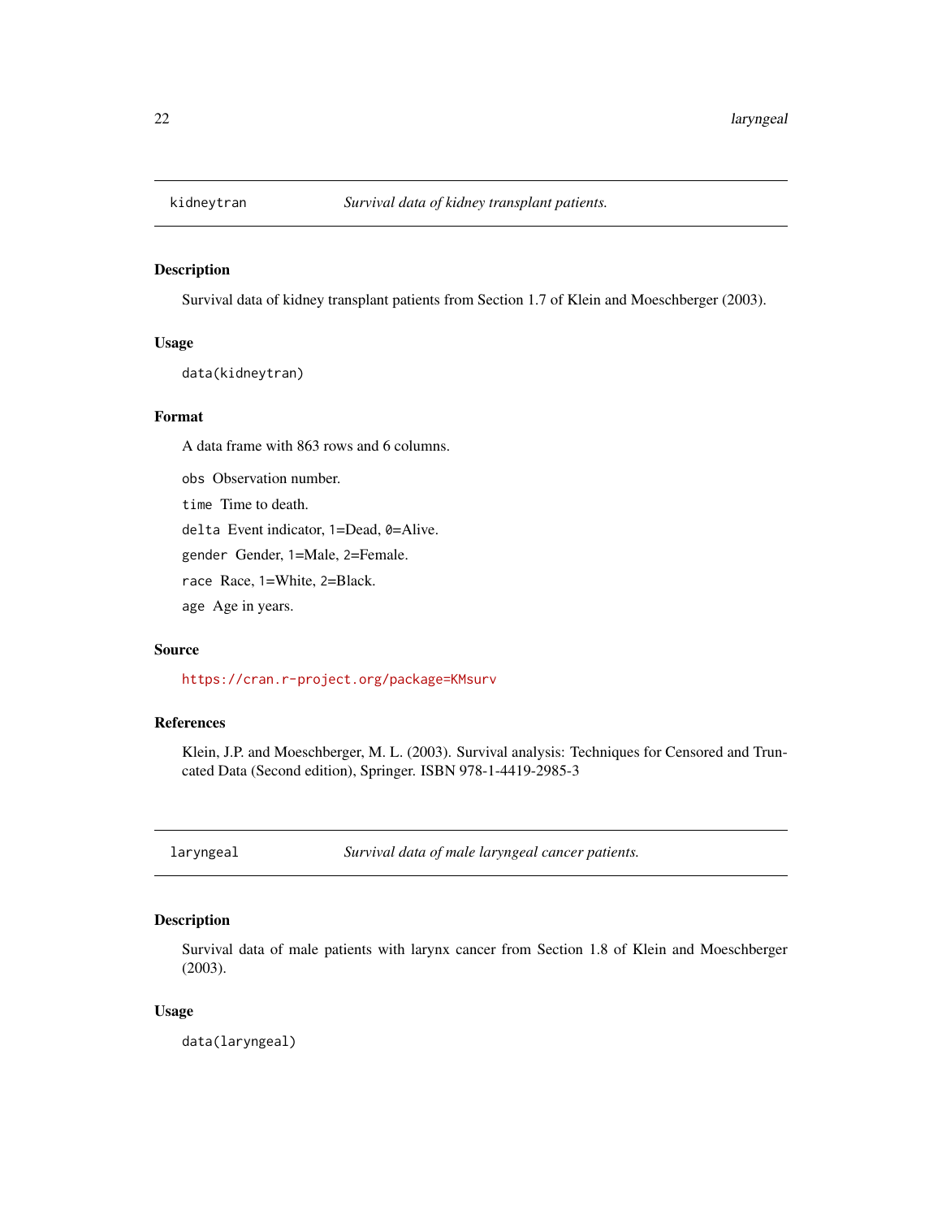## kidneytran — *Survival data of kidney transplant patients.*

### Description

Survival data of kidney transplant patients from Section 1.7 of Klein and Moeschberger (2003).

### Usage

```
data(kidneytran)
```

### Format

A data frame with 863 rows and 6 columns.

- `obs` Observation number.
- `time` Time to death.
- `delta` Event indicator, 1=Dead, 0=Alive.
- `gender` Gender, 1=Male, 2=Female.
- `race` Race, 1=White, 2=Black.
- `age` Age in years.

### Source

https://cran.r-project.org/package=KMsurv

### References

Klein, J.P. and Moeschberger, M. L. (2003). Survival analysis: Techniques for Censored and Truncated Data (Second edition), Springer. ISBN 978-1-4419-2985-3

## laryngeal — *Survival data of male laryngeal cancer patients.*

### Description

Survival data of male patients with larynx cancer from Section 1.8 of Klein and Moeschberger (2003).

### Usage

```
data(laryngeal)
```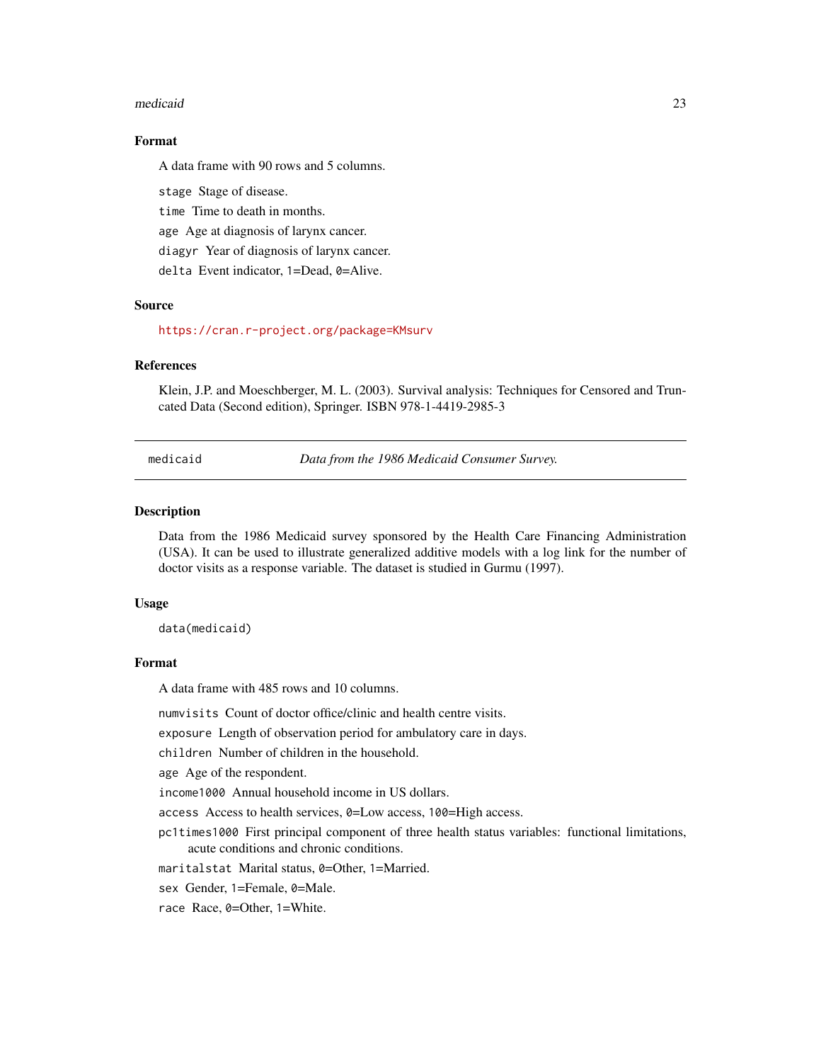### Format

A data frame with 90 rows and 5 columns.

- `stage` Stage of disease.
- `time` Time to death in months.
- `age` Age at diagnosis of larynx cancer.
- `diagyr` Year of diagnosis of larynx cancer.
- `delta` Event indicator, `1`=Dead, `0`=Alive.

### Source

https://cran.r-project.org/package=KMsurv

### References

Klein, J.P. and Moeschberger, M. L. (2003). Survival analysis: Techniques for Censored and Truncated Data (Second edition), Springer. ISBN 978-1-4419-2985-3

---

## medicaid — *Data from the 1986 Medicaid Consumer Survey.*

---

### Description

Data from the 1986 Medicaid survey sponsored by the Health Care Financing Administration (USA). It can be used to illustrate generalized additive models with a log link for the number of doctor visits as a response variable. The dataset is studied in Gurmu (1997).

### Usage

```
data(medicaid)
```

### Format

A data frame with 485 rows and 10 columns.

- `numvisits` Count of doctor office/clinic and health centre visits.
- `exposure` Length of observation period for ambulatory care in days.
- `children` Number of children in the household.
- `age` Age of the respondent.
- `income1000` Annual household income in US dollars.
- `access` Access to health services, `0`=Low access, `100`=High access.
- `pc1times1000` First principal component of three health status variables: functional limitations, acute conditions and chronic conditions.
- `maritalstat` Marital status, `0`=Other, `1`=Married.
- `sex` Gender, `1`=Female, `0`=Male.
- `race` Race, `0`=Other, `1`=White.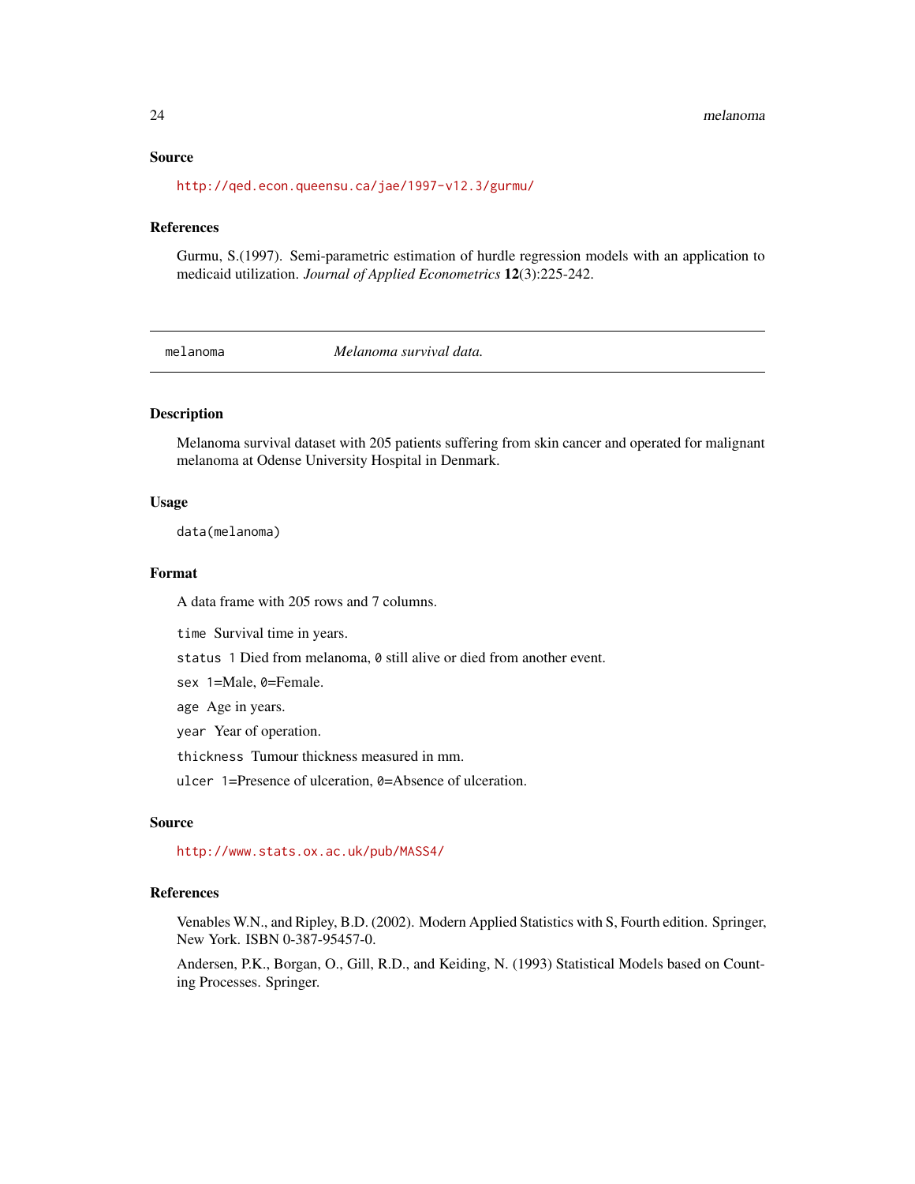## Source

http://qed.econ.queensu.ca/jae/1997-v12.3/gurmu/

## References

Gurmu, S.(1997). Semi-parametric estimation of hurdle regression models with an application to medicaid utilization. *Journal of Applied Econometrics* **12**(3):225-242.

---

# melanoma *Melanoma survival data.*

---

## Description

Melanoma survival dataset with 205 patients suffering from skin cancer and operated for malignant melanoma at Odense University Hospital in Denmark.

## Usage

```
data(melanoma)
```

## Format

A data frame with 205 rows and 7 columns.

`time` Survival time in years.

`status` `1` Died from melanoma, `0` still alive or died from another event.

`sex` `1`=Male, `0`=Female.

`age` Age in years.

`year` Year of operation.

`thickness` Tumour thickness measured in mm.

`ulcer` `1`=Presence of ulceration, `0`=Absence of ulceration.

## Source

http://www.stats.ox.ac.uk/pub/MASS4/

## References

Venables W.N., and Ripley, B.D. (2002). Modern Applied Statistics with S, Fourth edition. Springer, New York. ISBN 0-387-95457-0.

Andersen, P.K., Borgan, O., Gill, R.D., and Keiding, N. (1993) Statistical Models based on Counting Processes. Springer.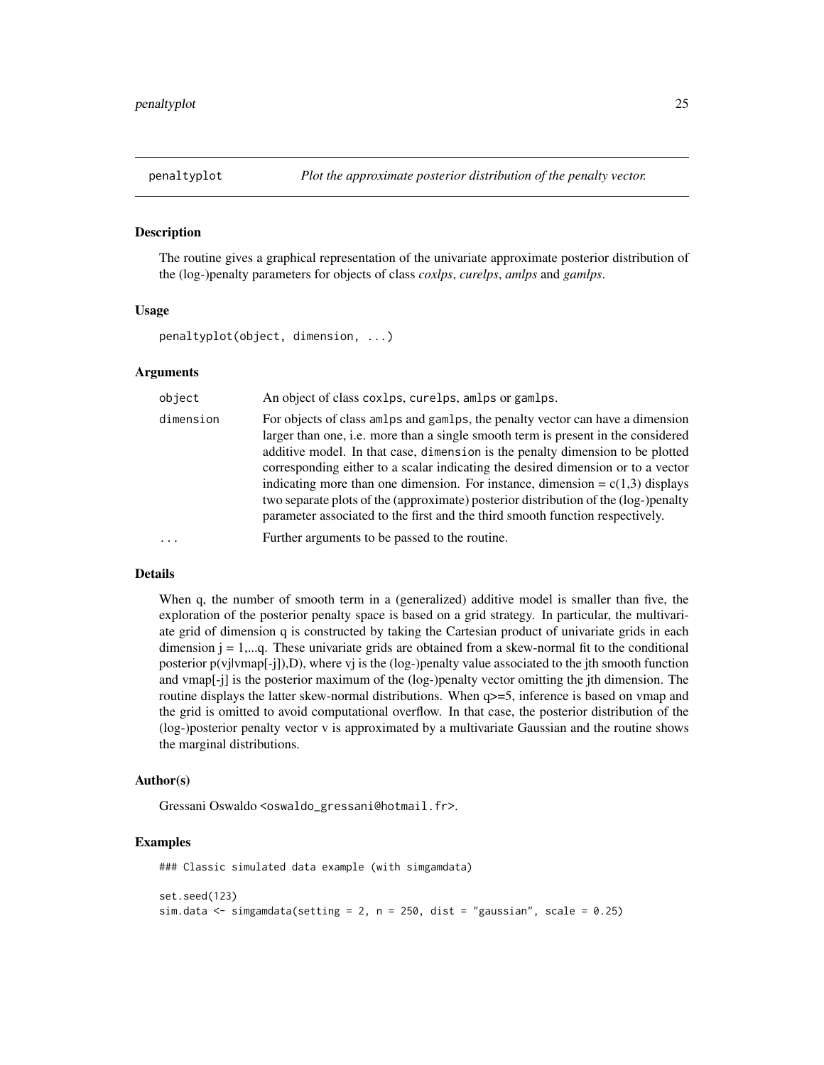## penaltyplot — *Plot the approximate posterior distribution of the penalty vector.*

### Description

The routine gives a graphical representation of the univariate approximate posterior distribution of the (log-)penalty parameters for objects of class *coxlps*, *curelps*, *amlps* and *gamlps*.

### Usage

```
penaltyplot(object, dimension, ...)
```

### Arguments

| | |
|---|---|
| `object` | An object of class `coxlps`, `curelps`, `amlps` or `gamlps`. |
| `dimension` | For objects of class `amlps` and `gamlps`, the penalty vector can have a dimension larger than one, i.e. more than a single smooth term is present in the considered additive model. In that case, `dimension` is the penalty dimension to be plotted corresponding either to a scalar indicating the desired dimension or to a vector indicating more than one dimension. For instance, dimension = c(1,3) displays two separate plots of the (approximate) posterior distribution of the (log-)penalty parameter associated to the first and the third smooth function respectively. |
| `...` | Further arguments to be passed to the routine. |

### Details

When q, the number of smooth term in a (generalized) additive model is smaller than five, the exploration of the posterior penalty space is based on a grid strategy. In particular, the multivariate grid of dimension q is constructed by taking the Cartesian product of univariate grids in each dimension j = 1,...q. These univariate grids are obtained from a skew-normal fit to the conditional posterior p(vj|vmap[-j]),D), where vj is the (log-)penalty value associated to the jth smooth function and vmap[-j] is the posterior maximum of the (log-)penalty vector omitting the jth dimension. The routine displays the latter skew-normal distributions. When q>=5, inference is based on vmap and the grid is omitted to avoid computational overflow. In that case, the posterior distribution of the (log-)posterior penalty vector v is approximated by a multivariate Gaussian and the routine shows the marginal distributions.

### Author(s)

Gressani Oswaldo <oswaldo_gressani@hotmail.fr>.

### Examples

```
### Classic simulated data example (with simgamdata)

set.seed(123)
sim.data <- simgamdata(setting = 2, n = 250, dist = "gaussian", scale = 0.25)
```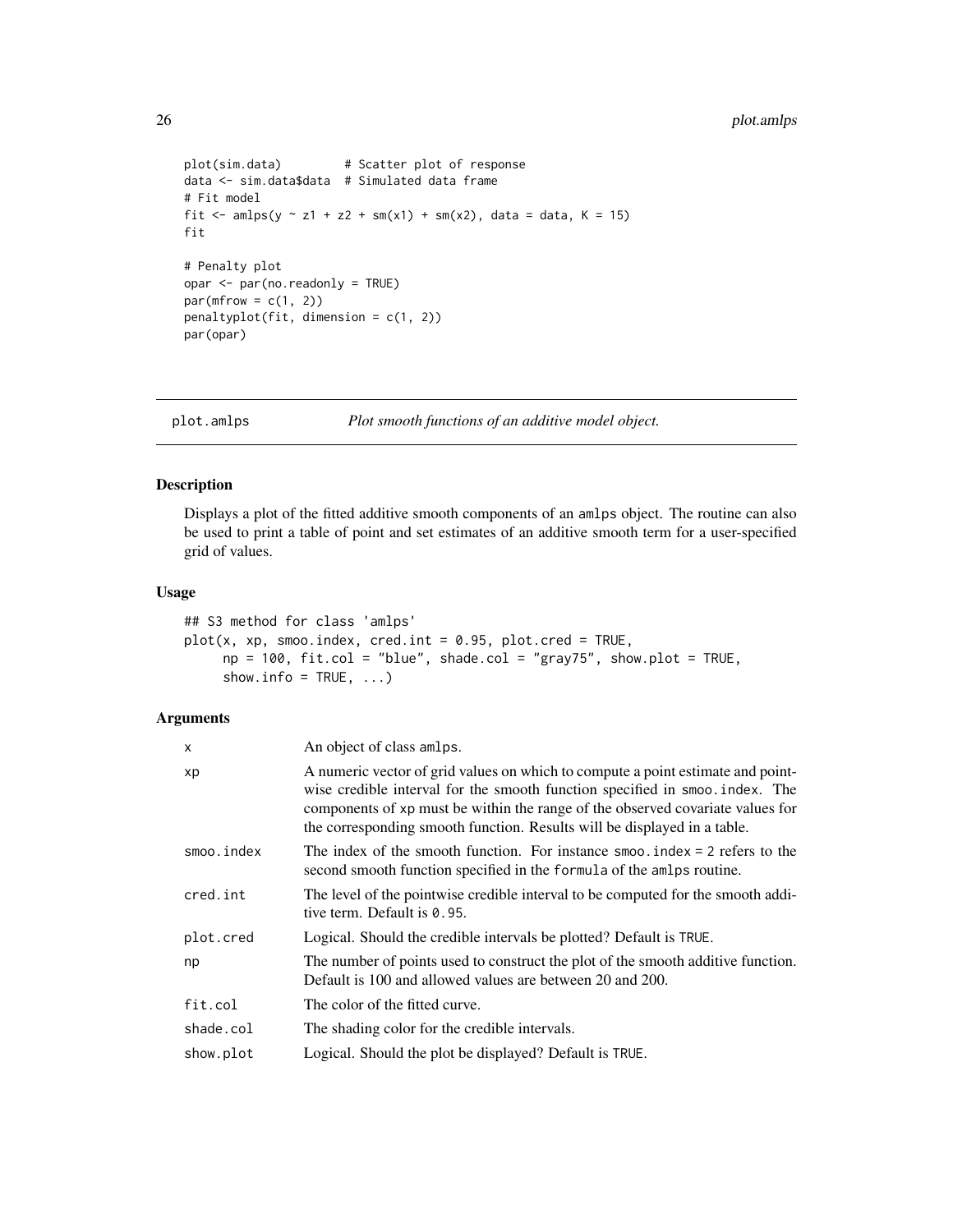```
plot(sim.data)         # Scatter plot of response
data <- sim.data$data  # Simulated data frame
# Fit model
fit <- amlps(y ~ z1 + z2 + sm(x1) + sm(x2), data = data, K = 15)
fit

# Penalty plot
opar <- par(no.readonly = TRUE)
par(mfrow = c(1, 2))
penaltyplot(fit, dimension = c(1, 2))
par(opar)
```

## plot.amlps *Plot smooth functions of an additive model object.*

### Description

Displays a plot of the fitted additive smooth components of an amlps object. The routine can also be used to print a table of point and set estimates of an additive smooth term for a user-specified grid of values.

### Usage

```
## S3 method for class 'amlps'
plot(x, xp, smoo.index, cred.int = 0.95, plot.cred = TRUE,
     np = 100, fit.col = "blue", shade.col = "gray75", show.plot = TRUE,
     show.info = TRUE, ...)
```

### Arguments

| | |
|---|---|
| x | An object of class amlps. |
| xp | A numeric vector of grid values on which to compute a point estimate and pointwise credible interval for the smooth function specified in smoo.index. The components of xp must be within the range of the observed covariate values for the corresponding smooth function. Results will be displayed in a table. |
| smoo.index | The index of the smooth function. For instance smoo.index = 2 refers to the second smooth function specified in the formula of the amlps routine. |
| cred.int | The level of the pointwise credible interval to be computed for the smooth additive term. Default is 0.95. |
| plot.cred | Logical. Should the credible intervals be plotted? Default is TRUE. |
| np | The number of points used to construct the plot of the smooth additive function. Default is 100 and allowed values are between 20 and 200. |
| fit.col | The color of the fitted curve. |
| shade.col | The shading color for the credible intervals. |
| show.plot | Logical. Should the plot be displayed? Default is TRUE. |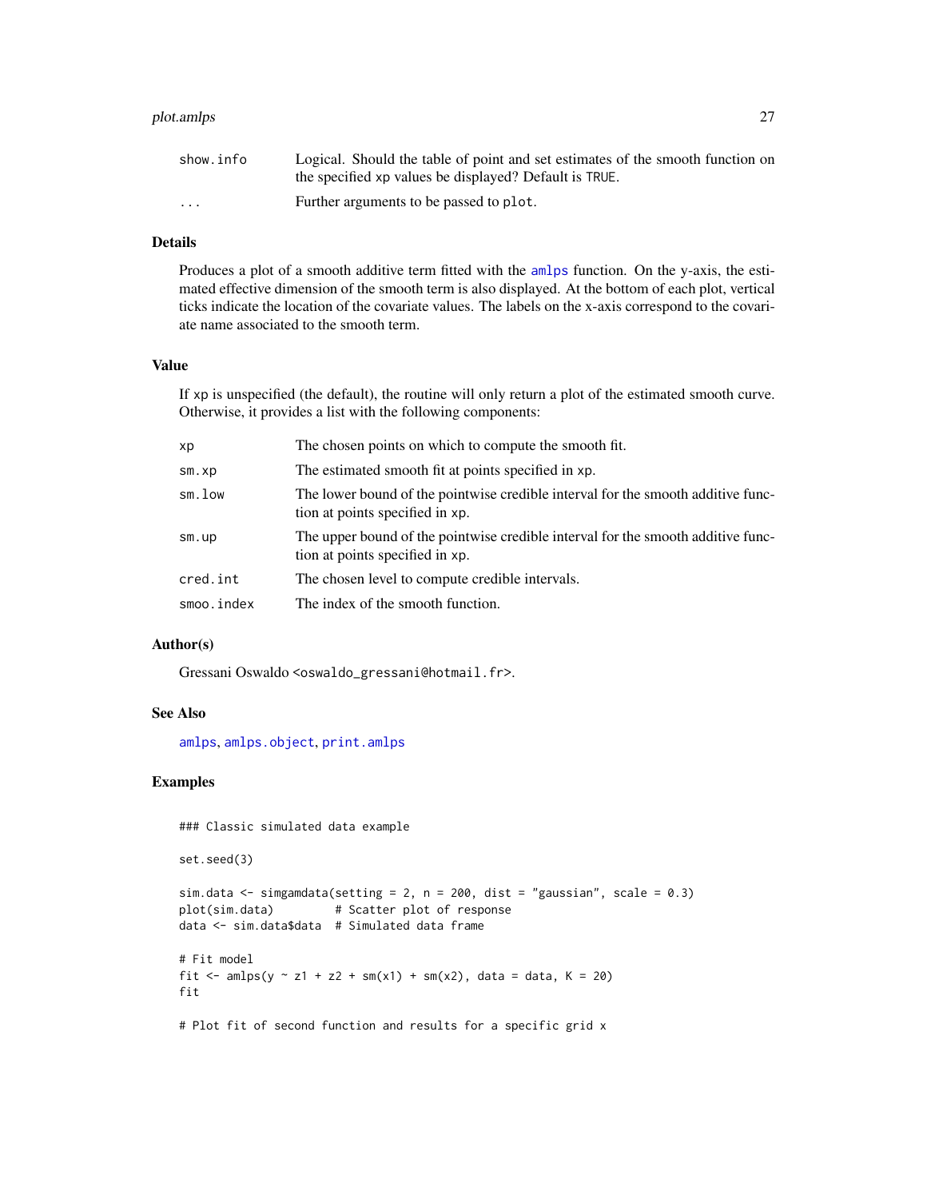| | |
|---|---|
| show.info | Logical. Should the table of point and set estimates of the smooth function on the specified xp values be displayed? Default is TRUE. |
| ... | Further arguments to be passed to plot. |

## Details

Produces a plot of a smooth additive term fitted with the amlps function. On the y-axis, the estimated effective dimension of the smooth term is also displayed. At the bottom of each plot, vertical ticks indicate the location of the covariate values. The labels on the x-axis correspond to the covariate name associated to the smooth term.

## Value

If xp is unspecified (the default), the routine will only return a plot of the estimated smooth curve. Otherwise, it provides a list with the following components:

| | |
|---|---|
| xp | The chosen points on which to compute the smooth fit. |
| sm.xp | The estimated smooth fit at points specified in xp. |
| sm.low | The lower bound of the pointwise credible interval for the smooth additive function at points specified in xp. |
| sm.up | The upper bound of the pointwise credible interval for the smooth additive function at points specified in xp. |
| cred.int | The chosen level to compute credible intervals. |
| smoo.index | The index of the smooth function. |

## Author(s)

Gressani Oswaldo <oswaldo_gressani@hotmail.fr>.

## See Also

amlps, amlps.object, print.amlps

## Examples

```
### Classic simulated data example

set.seed(3)

sim.data <- simgamdata(setting = 2, n = 200, dist = "gaussian", scale = 0.3)
plot(sim.data)         # Scatter plot of response
data <- sim.data$data  # Simulated data frame

# Fit model
fit <- amlps(y ~ z1 + z2 + sm(x1) + sm(x2), data = data, K = 20)
fit

# Plot fit of second function and results for a specific grid x
```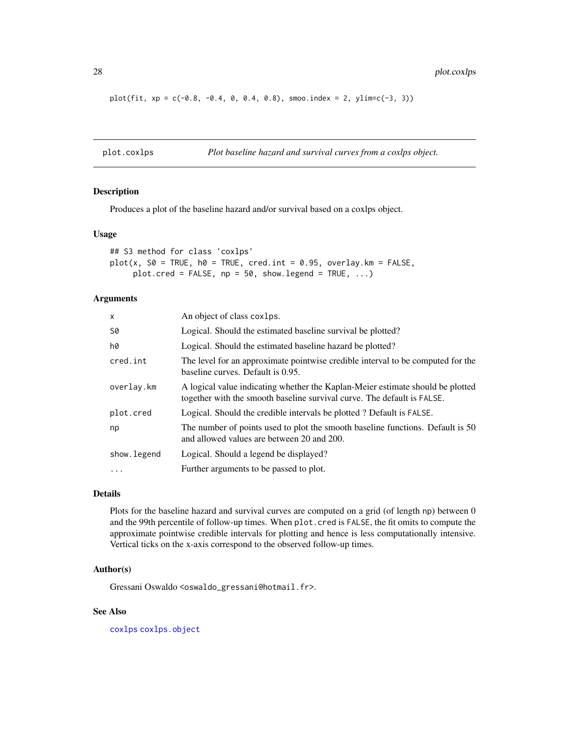```
plot(fit, xp = c(-0.8, -0.4, 0, 0.4, 0.8), smoo.index = 2, ylim=c(-3, 3))
```

---

plot.coxlps &emsp; *Plot baseline hazard and survival curves from a coxlps object.*

---

## Description

Produces a plot of the baseline hazard and/or survival based on a coxlps object.

## Usage

```
## S3 method for class 'coxlps'
plot(x, S0 = TRUE, h0 = TRUE, cred.int = 0.95, overlay.km = FALSE,
     plot.cred = FALSE, np = 50, show.legend = TRUE, ...)
```

## Arguments

| | |
|---|---|
| `x` | An object of class `coxlps`. |
| `S0` | Logical. Should the estimated baseline survival be plotted? |
| `h0` | Logical. Should the estimated baseline hazard be plotted? |
| `cred.int` | The level for an approximate pointwise credible interval to be computed for the baseline curves. Default is 0.95. |
| `overlay.km` | A logical value indicating whether the Kaplan-Meier estimate should be plotted together with the smooth baseline survival curve. The default is `FALSE`. |
| `plot.cred` | Logical. Should the credible intervals be plotted ? Default is `FALSE`. |
| `np` | The number of points used to plot the smooth baseline functions. Default is 50 and allowed values are between 20 and 200. |
| `show.legend` | Logical. Should a legend be displayed? |
| `...` | Further arguments to be passed to plot. |

## Details

Plots for the baseline hazard and survival curves are computed on a grid (of length `np`) between 0 and the 99th percentile of follow-up times. When `plot.cred` is `FALSE`, the fit omits to compute the approximate pointwise credible intervals for plotting and hence is less computationally intensive. Vertical ticks on the x-axis correspond to the observed follow-up times.

## Author(s)

Gressani Oswaldo <oswaldo_gressani@hotmail.fr>.

## See Also

coxlps coxlps.object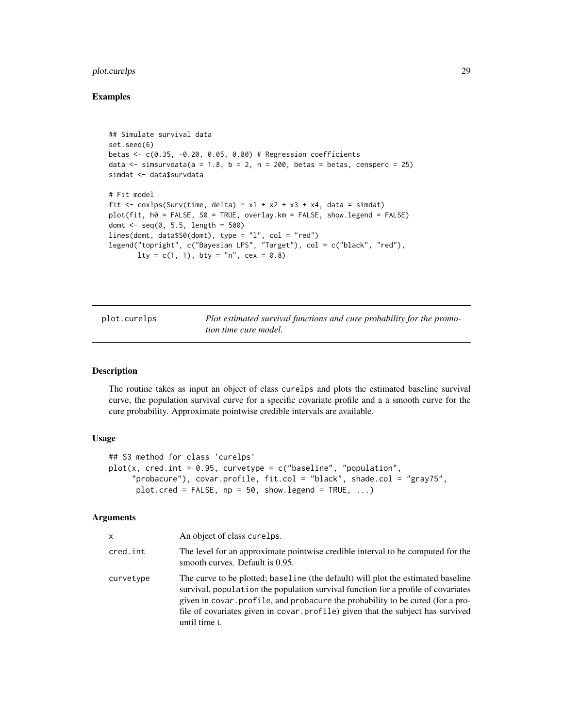## Examples

```
## Simulate survival data
set.seed(6)
betas <- c(0.35, -0.20, 0.05, 0.80) # Regression coefficients
data <- simsurvdata(a = 1.8, b = 2, n = 200, betas = betas, censperc = 25)
simdat <- data$survdata

# Fit model
fit <- coxlps(Surv(time, delta) ~ x1 + x2 + x3 + x4, data = simdat)
plot(fit, h0 = FALSE, S0 = TRUE, overlay.km = FALSE, show.legend = FALSE)
domt <- seq(0, 5.5, length = 500)
lines(domt, data$S0(domt), type = "l", col = "red")
legend("topright", c("Bayesian LPS", "Target"), col = c("black", "red"),
       lty = c(1, 1), bty = "n", cex = 0.8)
```

---

# plot.curelps — *Plot estimated survival functions and cure probability for the promotion time cure model.*

## Description

The routine takes as input an object of class `curelps` and plots the estimated baseline survival curve, the population survival curve for a specific covariate profile and a a smooth curve for the cure probability. Approximate pointwise credible intervals are available.

## Usage

```
## S3 method for class 'curelps'
plot(x, cred.int = 0.95, curvetype = c("baseline", "population",
     "probacure"), covar.profile, fit.col = "black", shade.col = "gray75",
      plot.cred = FALSE, np = 50, show.legend = TRUE, ...)
```

## Arguments

| | |
|---|---|
| `x` | An object of class `curelps`. |
| `cred.int` | The level for an approximate pointwise credible interval to be computed for the smooth curves. Default is 0.95. |
| `curvetype` | The curve to be plotted; `baseline` (the default) will plot the estimated baseline survival, `population` the population survival function for a profile of covariates given in `covar.profile`, and `probacure` the probability to be cured (for a profile of covariates given in `covar.profile`) given that the subject has survived until time t. |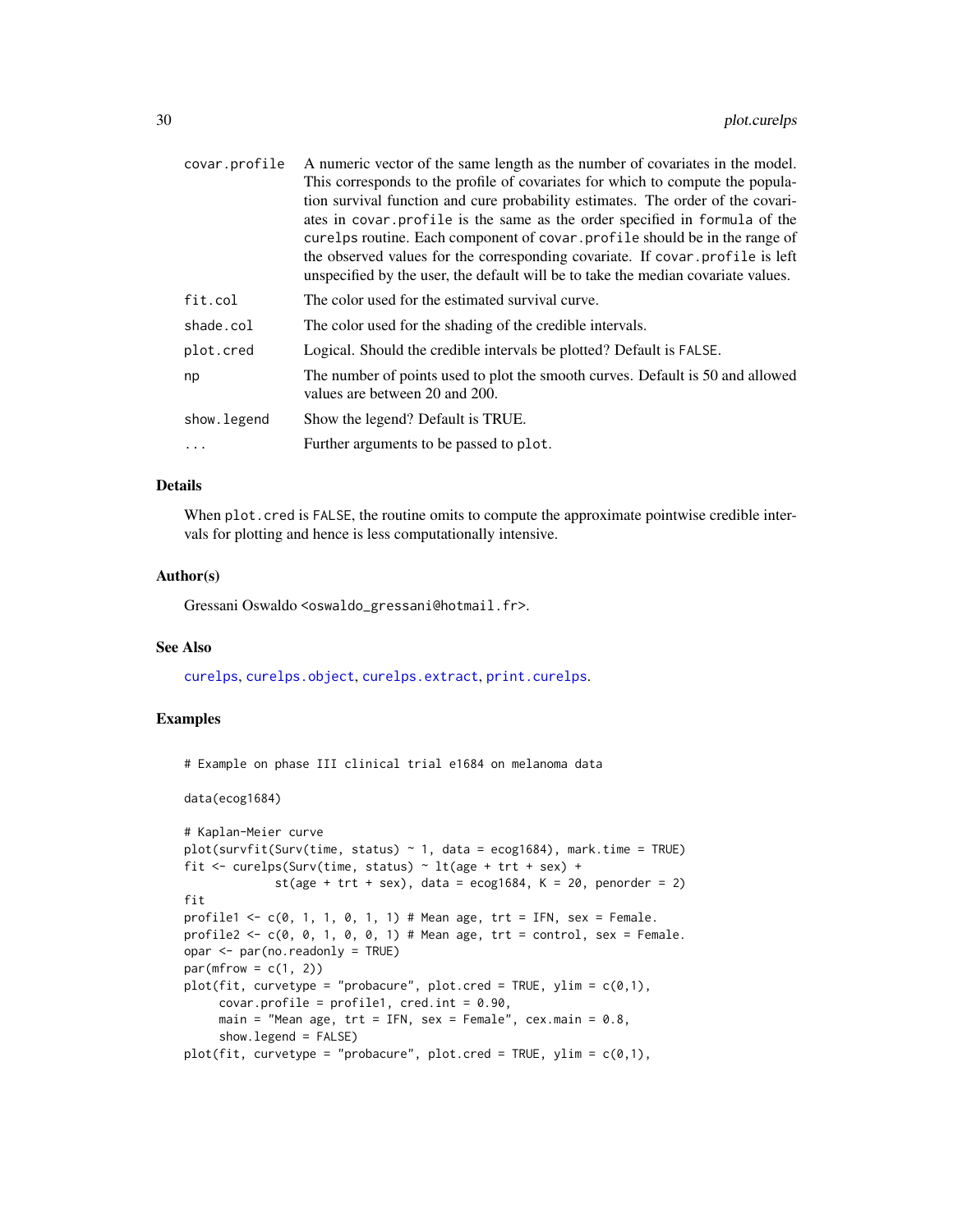| | |
|---|---|
| `covar.profile` | A numeric vector of the same length as the number of covariates in the model. This corresponds to the profile of covariates for which to compute the population survival function and cure probability estimates. The order of the covariates in `covar.profile` is the same as the order specified in `formula` of the `curelps` routine. Each component of `covar.profile` should be in the range of the observed values for the corresponding covariate. If `covar.profile` is left unspecified by the user, the default will be to take the median covariate values. |
| `fit.col` | The color used for the estimated survival curve. |
| `shade.col` | The color used for the shading of the credible intervals. |
| `plot.cred` | Logical. Should the credible intervals be plotted? Default is `FALSE`. |
| `np` | The number of points used to plot the smooth curves. Default is 50 and allowed values are between 20 and 200. |
| `show.legend` | Show the legend? Default is TRUE. |
| `...` | Further arguments to be passed to `plot`. |

## Details

When `plot.cred` is `FALSE`, the routine omits to compute the approximate pointwise credible intervals for plotting and hence is less computationally intensive.

## Author(s)

Gressani Oswaldo <oswaldo_gressani@hotmail.fr>.

## See Also

`curelps`, `curelps.object`, `curelps.extract`, `print.curelps`.

## Examples

```
# Example on phase III clinical trial e1684 on melanoma data

data(ecog1684)

# Kaplan-Meier curve
plot(survfit(Surv(time, status) ~ 1, data = ecog1684), mark.time = TRUE)
fit <- curelps(Surv(time, status) ~ lt(age + trt + sex) +
             st(age + trt + sex), data = ecog1684, K = 20, penorder = 2)
fit
profile1 <- c(0, 1, 1, 0, 1, 1) # Mean age, trt = IFN, sex = Female.
profile2 <- c(0, 0, 1, 0, 0, 1) # Mean age, trt = control, sex = Female.
opar <- par(no.readonly = TRUE)
par(mfrow = c(1, 2))
plot(fit, curvetype = "probacure", plot.cred = TRUE, ylim = c(0,1),
     covar.profile = profile1, cred.int = 0.90,
     main = "Mean age, trt = IFN, sex = Female", cex.main = 0.8,
     show.legend = FALSE)
plot(fit, curvetype = "probacure", plot.cred = TRUE, ylim = c(0,1),
```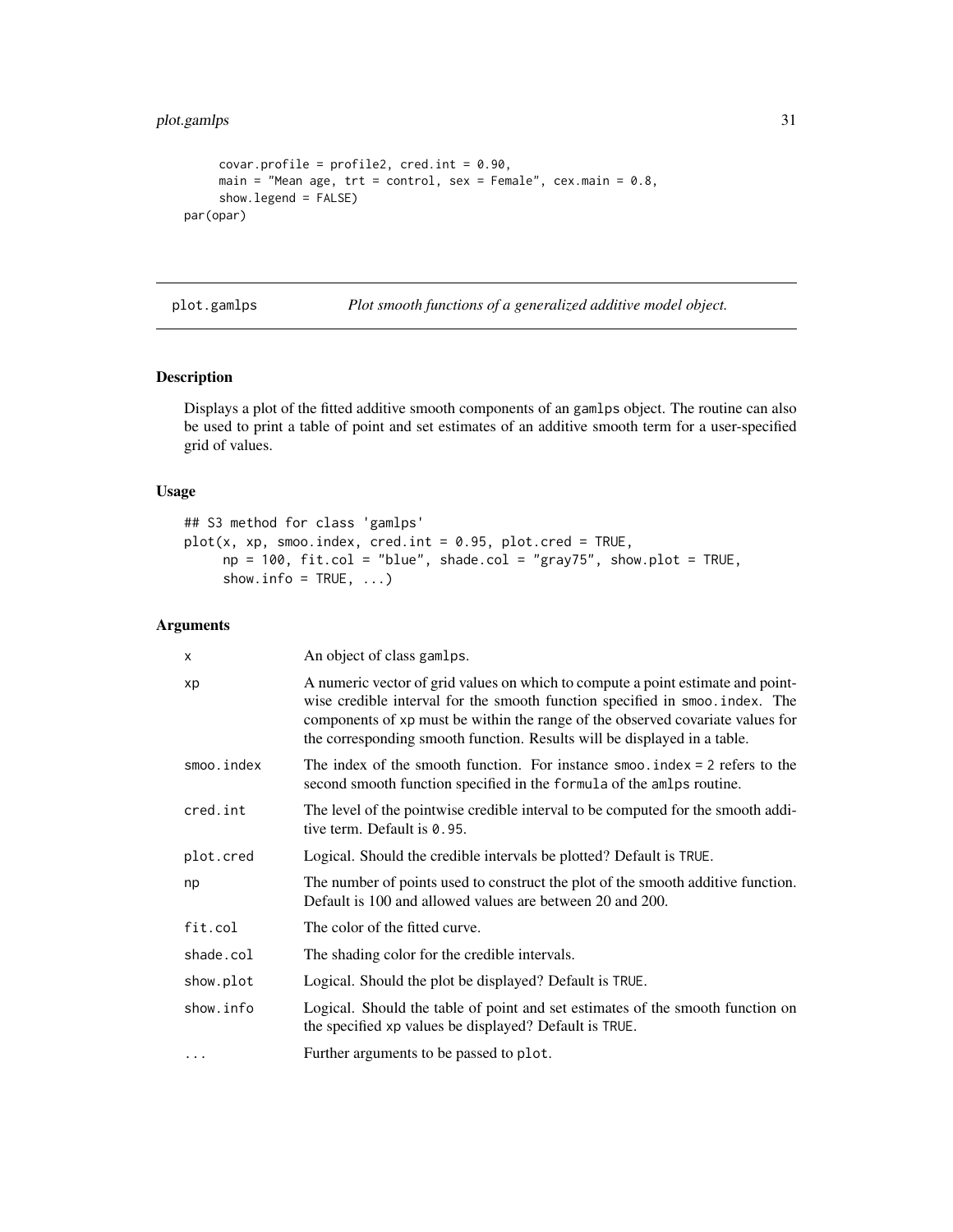```
    covar.profile = profile2, cred.int = 0.90,
    main = "Mean age, trt = control, sex = Female", cex.main = 0.8,
    show.legend = FALSE)
par(opar)
```

---

plot.gamlps — *Plot smooth functions of a generalized additive model object.*

---

## Description

Displays a plot of the fitted additive smooth components of an gamlps object. The routine can also be used to print a table of point and set estimates of an additive smooth term for a user-specified grid of values.

## Usage

```
## S3 method for class 'gamlps'
plot(x, xp, smoo.index, cred.int = 0.95, plot.cred = TRUE,
     np = 100, fit.col = "blue", shade.col = "gray75", show.plot = TRUE,
     show.info = TRUE, ...)
```

## Arguments

| | |
|---|---|
| x | An object of class gamlps. |
| xp | A numeric vector of grid values on which to compute a point estimate and pointwise credible interval for the smooth function specified in smoo.index. The components of xp must be within the range of the observed covariate values for the corresponding smooth function. Results will be displayed in a table. |
| smoo.index | The index of the smooth function. For instance smoo.index = 2 refers to the second smooth function specified in the formula of the amlps routine. |
| cred.int | The level of the pointwise credible interval to be computed for the smooth additive term. Default is 0.95. |
| plot.cred | Logical. Should the credible intervals be plotted? Default is TRUE. |
| np | The number of points used to construct the plot of the smooth additive function. Default is 100 and allowed values are between 20 and 200. |
| fit.col | The color of the fitted curve. |
| shade.col | The shading color for the credible intervals. |
| show.plot | Logical. Should the plot be displayed? Default is TRUE. |
| show.info | Logical. Should the table of point and set estimates of the smooth function on the specified xp values be displayed? Default is TRUE. |
| ... | Further arguments to be passed to plot. |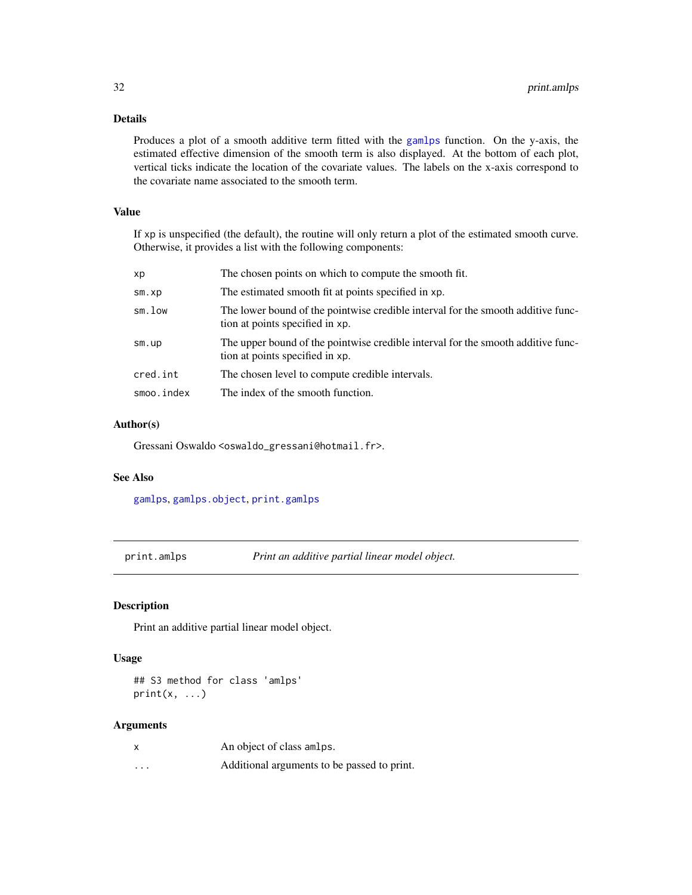## Details

Produces a plot of a smooth additive term fitted with the gamlps function. On the y-axis, the estimated effective dimension of the smooth term is also displayed. At the bottom of each plot, vertical ticks indicate the location of the covariate values. The labels on the x-axis correspond to the covariate name associated to the smooth term.

## Value

If xp is unspecified (the default), the routine will only return a plot of the estimated smooth curve. Otherwise, it provides a list with the following components:

| | |
|---|---|
| xp | The chosen points on which to compute the smooth fit. |
| sm.xp | The estimated smooth fit at points specified in xp. |
| sm.low | The lower bound of the pointwise credible interval for the smooth additive function at points specified in xp. |
| sm.up | The upper bound of the pointwise credible interval for the smooth additive function at points specified in xp. |
| cred.int | The chosen level to compute credible intervals. |
| smoo.index | The index of the smooth function. |

## Author(s)

Gressani Oswaldo <oswaldo_gressani@hotmail.fr>.

## See Also

gamlps, gamlps.object, print.gamlps

---

# print.amlps *Print an additive partial linear model object.*

## Description

Print an additive partial linear model object.

## Usage

```
## S3 method for class 'amlps'
print(x, ...)
```

## Arguments

| | |
|---|---|
| x | An object of class amlps. |
| ... | Additional arguments to be passed to print. |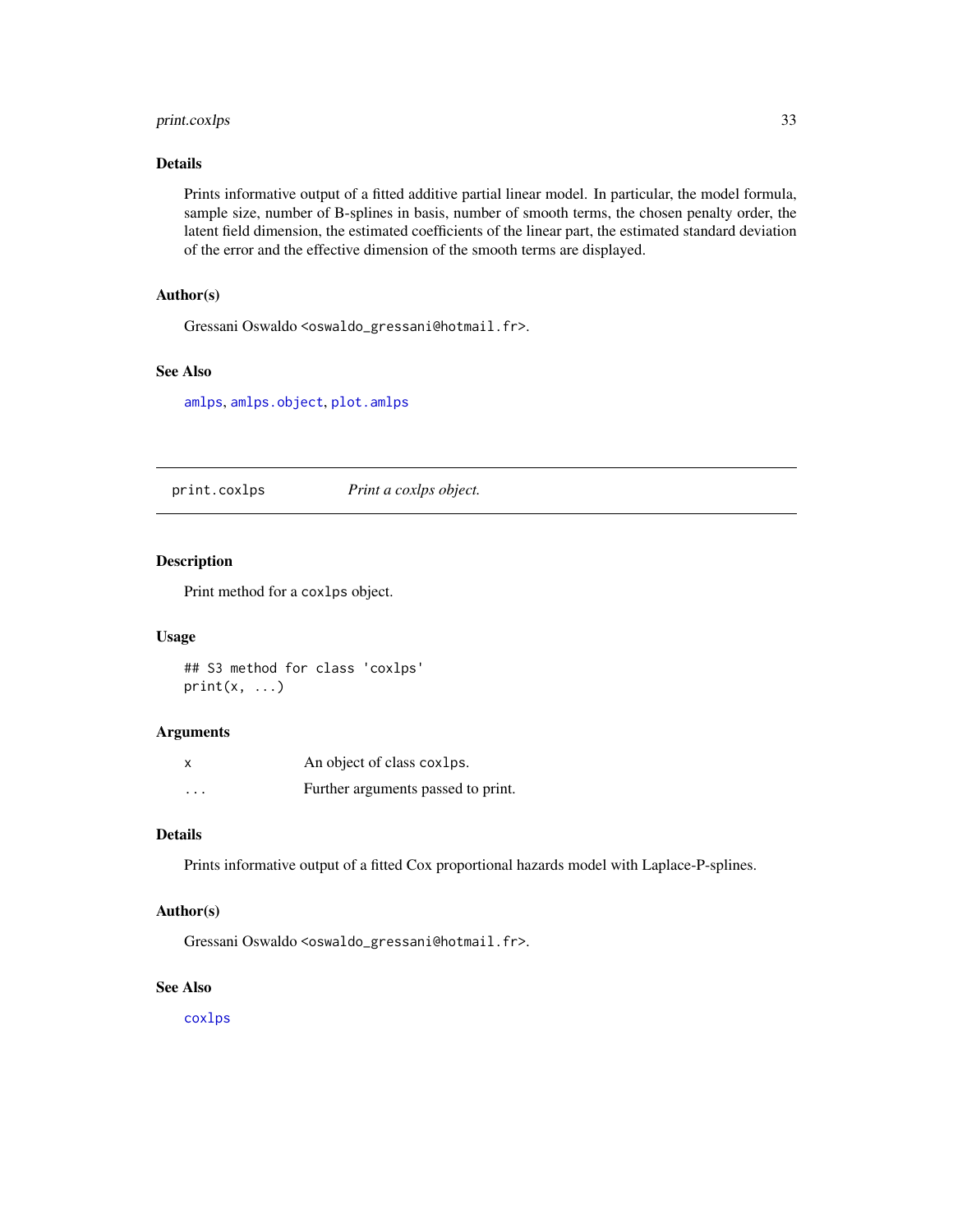### Details

Prints informative output of a fitted additive partial linear model. In particular, the model formula, sample size, number of B-splines in basis, number of smooth terms, the chosen penalty order, the latent field dimension, the estimated coefficients of the linear part, the estimated standard deviation of the error and the effective dimension of the smooth terms are displayed.

### Author(s)

Gressani Oswaldo <oswaldo_gressani@hotmail.fr>.

### See Also

amlps, amlps.object, plot.amlps

---

## print.coxlps *Print a coxlps object.*

---

### Description

Print method for a coxlps object.

### Usage

```
## S3 method for class 'coxlps'
print(x, ...)
```

### Arguments

| | |
|---|---|
| x | An object of class coxlps. |
| ... | Further arguments passed to print. |

### Details

Prints informative output of a fitted Cox proportional hazards model with Laplace-P-splines.

### Author(s)

Gressani Oswaldo <oswaldo_gressani@hotmail.fr>.

### See Also

coxlps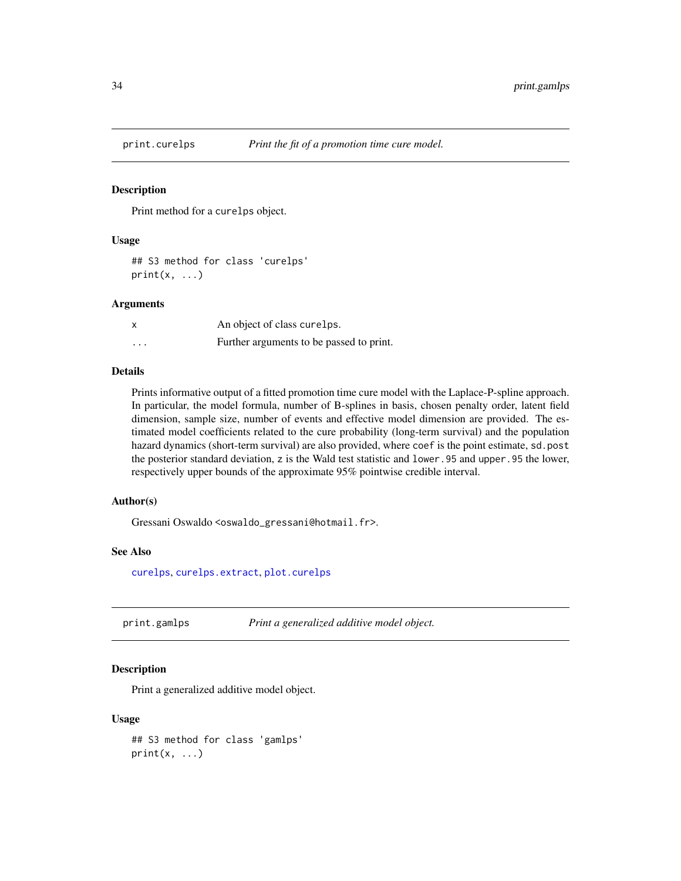## print.curelps — *Print the fit of a promotion time cure model.*

### Description

Print method for a `curelps` object.

### Usage

```
## S3 method for class 'curelps'
print(x, ...)
```

### Arguments

| | |
|---|---|
| `x` | An object of class `curelps`. |
| `...` | Further arguments to be passed to print. |

### Details

Prints informative output of a fitted promotion time cure model with the Laplace-P-spline approach. In particular, the model formula, number of B-splines in basis, chosen penalty order, latent field dimension, sample size, number of events and effective model dimension are provided. The estimated model coefficients related to the cure probability (long-term survival) and the population hazard dynamics (short-term survival) are also provided, where `coef` is the point estimate, `sd.post` the posterior standard deviation, `z` is the Wald test statistic and `lower.95` and `upper.95` the lower, respectively upper bounds of the approximate 95% pointwise credible interval.

### Author(s)

Gressani Oswaldo <oswaldo_gressani@hotmail.fr>.

### See Also

curelps, curelps.extract, plot.curelps

## print.gamlps — *Print a generalized additive model object.*

### Description

Print a generalized additive model object.

### Usage

```
## S3 method for class 'gamlps'
print(x, ...)
```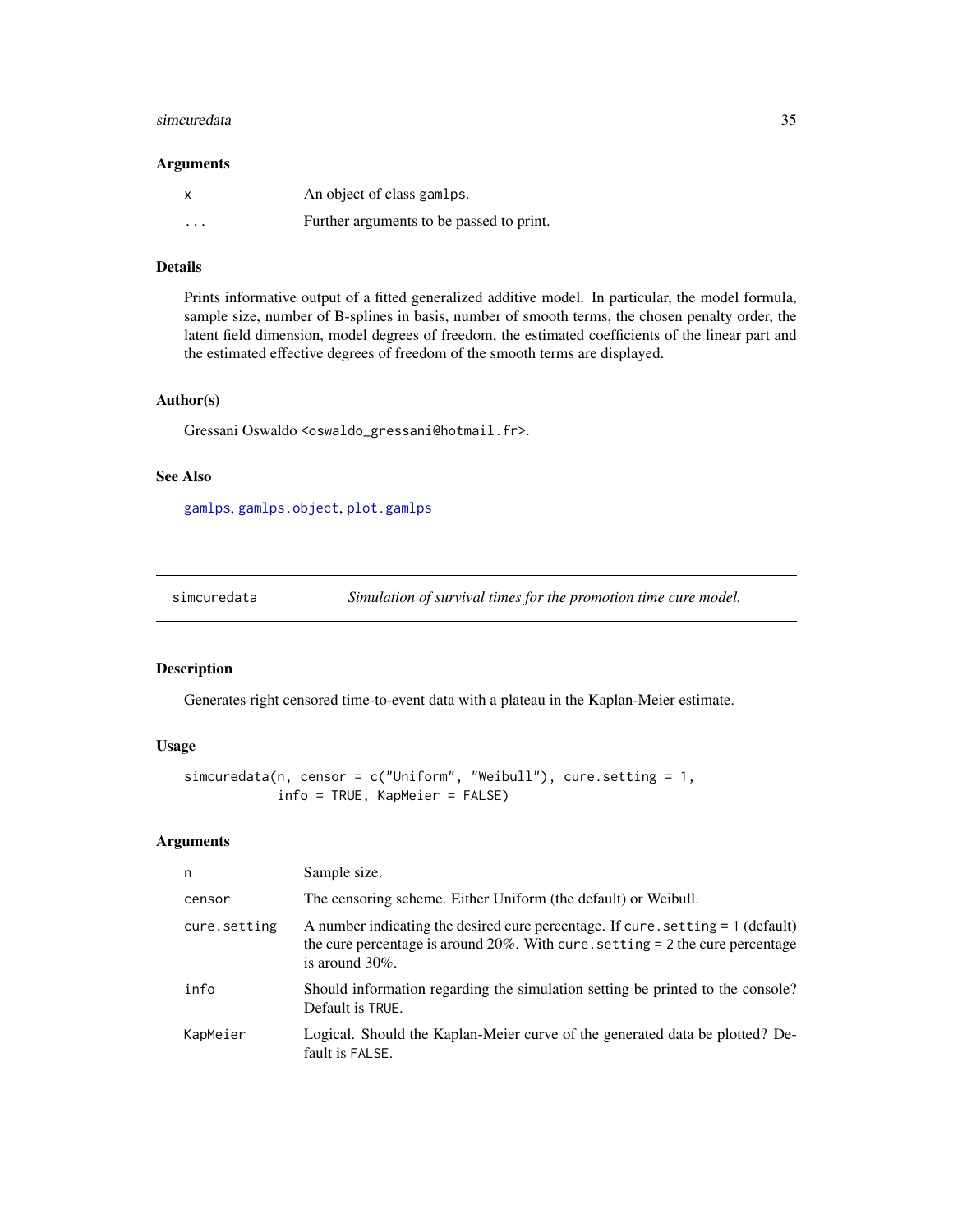### Arguments

| | |
|---|---|
| `x` | An object of class `gamlps`. |
| `...` | Further arguments to be passed to print. |

### Details

Prints informative output of a fitted generalized additive model. In particular, the model formula, sample size, number of B-splines in basis, number of smooth terms, the chosen penalty order, the latent field dimension, model degrees of freedom, the estimated coefficients of the linear part and the estimated effective degrees of freedom of the smooth terms are displayed.

### Author(s)

Gressani Oswaldo <`oswaldo_gressani@hotmail.fr`>.

### See Also

`gamlps`, `gamlps.object`, `plot.gamlps`

---

## simcuredata — *Simulation of survival times for the promotion time cure model.*

---

### Description

Generates right censored time-to-event data with a plateau in the Kaplan-Meier estimate.

### Usage

```
simcuredata(n, censor = c("Uniform", "Weibull"), cure.setting = 1,
            info = TRUE, KapMeier = FALSE)
```

### Arguments

| | |
|---|---|
| `n` | Sample size. |
| `censor` | The censoring scheme. Either Uniform (the default) or Weibull. |
| `cure.setting` | A number indicating the desired cure percentage. If `cure.setting = 1` (default) the cure percentage is around 20%. With `cure.setting = 2` the cure percentage is around 30%. |
| `info` | Should information regarding the simulation setting be printed to the console? Default is `TRUE`. |
| `KapMeier` | Logical. Should the Kaplan-Meier curve of the generated data be plotted? Default is `FALSE`. |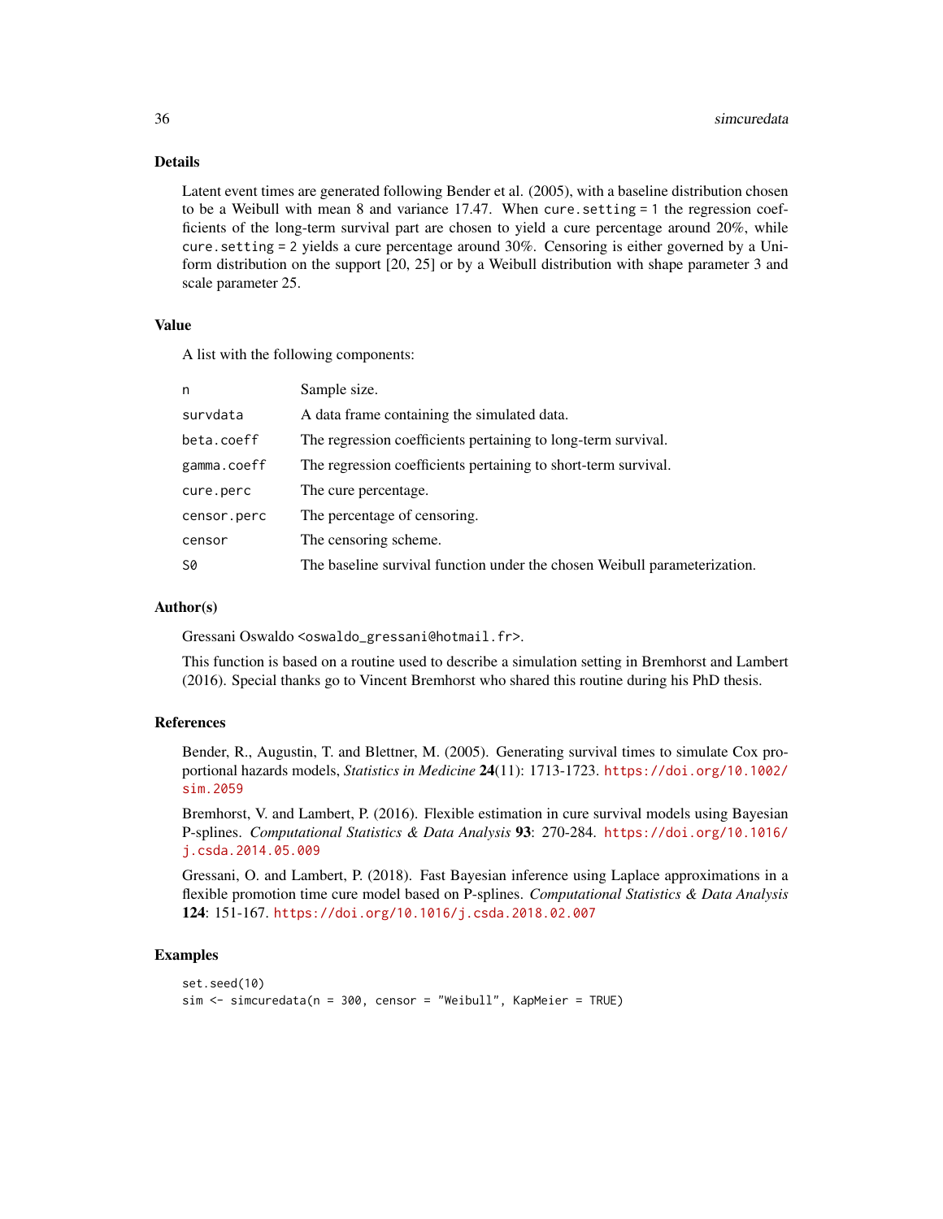## Details

Latent event times are generated following Bender et al. (2005), with a baseline distribution chosen to be a Weibull with mean 8 and variance 17.47. When `cure.setting = 1` the regression coefficients of the long-term survival part are chosen to yield a cure percentage around 20%, while `cure.setting = 2` yields a cure percentage around 30%. Censoring is either governed by a Uniform distribution on the support [20, 25] or by a Weibull distribution with shape parameter 3 and scale parameter 25.

## Value

A list with the following components:

| | |
|---|---|
| `n` | Sample size. |
| `survdata` | A data frame containing the simulated data. |
| `beta.coeff` | The regression coefficients pertaining to long-term survival. |
| `gamma.coeff` | The regression coefficients pertaining to short-term survival. |
| `cure.perc` | The cure percentage. |
| `censor.perc` | The percentage of censoring. |
| `censor` | The censoring scheme. |
| `S0` | The baseline survival function under the chosen Weibull parameterization. |

## Author(s)

Gressani Oswaldo <oswaldo_gressani@hotmail.fr>.

This function is based on a routine used to describe a simulation setting in Bremhorst and Lambert (2016). Special thanks go to Vincent Bremhorst who shared this routine during his PhD thesis.

## References

Bender, R., Augustin, T. and Blettner, M. (2005). Generating survival times to simulate Cox proportional hazards models, *Statistics in Medicine* **24**(11): 1713-1723. https://doi.org/10.1002/sim.2059

Bremhorst, V. and Lambert, P. (2016). Flexible estimation in cure survival models using Bayesian P-splines. *Computational Statistics & Data Analysis* **93**: 270-284. https://doi.org/10.1016/j.csda.2014.05.009

Gressani, O. and Lambert, P. (2018). Fast Bayesian inference using Laplace approximations in a flexible promotion time cure model based on P-splines. *Computational Statistics & Data Analysis* **124**: 151-167. https://doi.org/10.1016/j.csda.2018.02.007

## Examples

```
set.seed(10)
sim <- simcuredata(n = 300, censor = "Weibull", KapMeier = TRUE)
```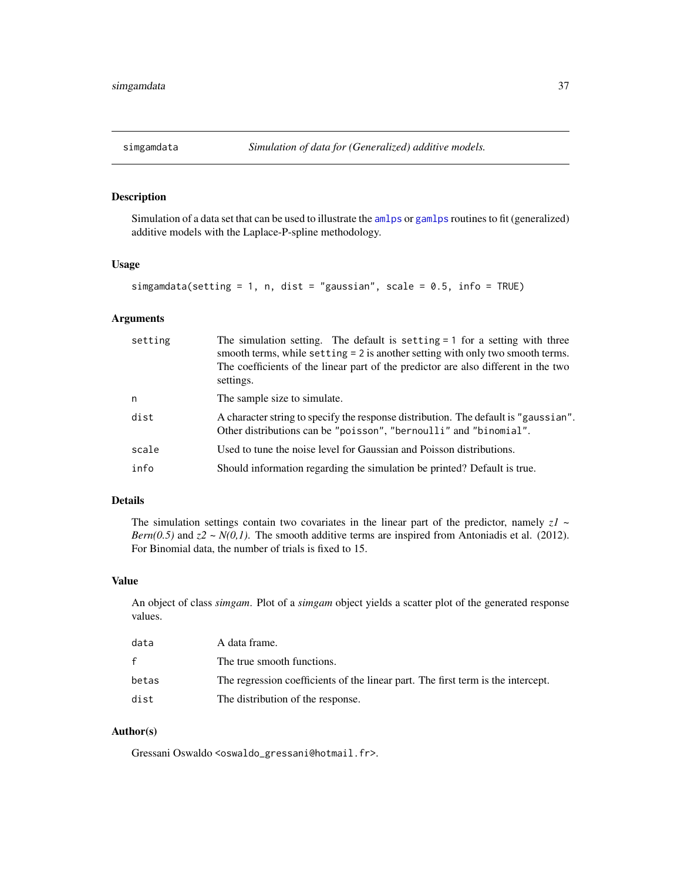# simgamdata — *Simulation of data for (Generalized) additive models.*

## Description

Simulation of a data set that can be used to illustrate the amlps or gamlps routines to fit (generalized) additive models with the Laplace-P-spline methodology.

## Usage

```
simgamdata(setting = 1, n, dist = "gaussian", scale = 0.5, info = TRUE)
```

## Arguments

| | |
|---|---|
| setting | The simulation setting. The default is `setting = 1` for a setting with three smooth terms, while `setting = 2` is another setting with only two smooth terms. The coefficients of the linear part of the predictor are also different in the two settings. |
| n | The sample size to simulate. |
| dist | A character string to specify the response distribution. The default is `"gaussian"`. Other distributions can be `"poisson"`, `"bernoulli"` and `"binomial"`. |
| scale | Used to tune the noise level for Gaussian and Poisson distributions. |
| info | Should information regarding the simulation be printed? Default is true. |

## Details

The simulation settings contain two covariates in the linear part of the predictor, namely $z1 \sim Bern(0.5)$ and $z2 \sim N(0,1)$. The smooth additive terms are inspired from Antoniadis et al. (2012). For Binomial data, the number of trials is fixed to 15.

## Value

An object of class *simgam*. Plot of a *simgam* object yields a scatter plot of the generated response values.

| | |
|---|---|
| data | A data frame. |
| f | The true smooth functions. |
| betas | The regression coefficients of the linear part. The first term is the intercept. |
| dist | The distribution of the response. |

## Author(s)

Gressani Oswaldo <oswaldo_gressani@hotmail.fr>.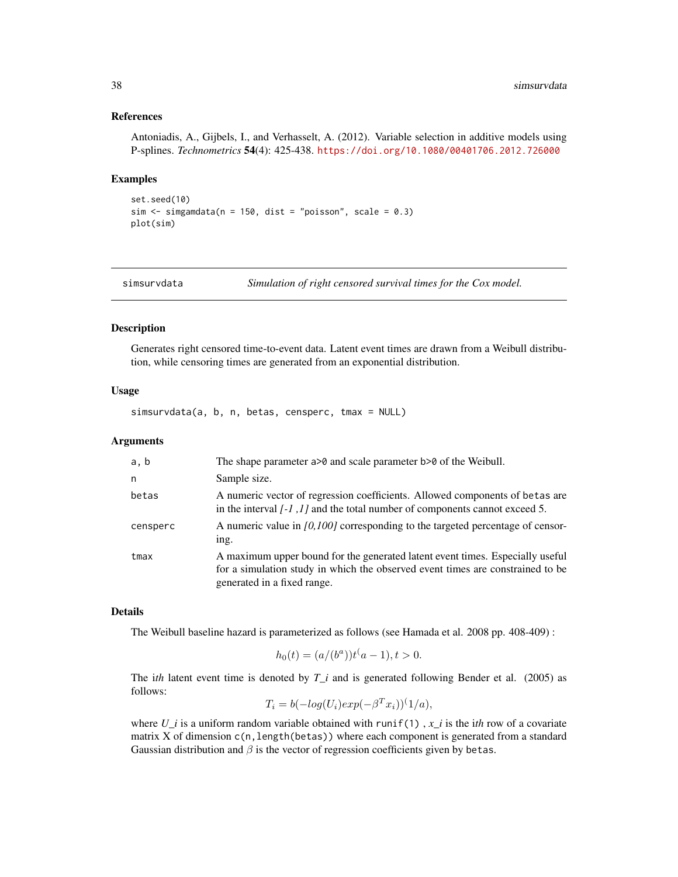## References

Antoniadis, A., Gijbels, I., and Verhasselt, A. (2012). Variable selection in additive models using P-splines. *Technometrics* **54**(4): 425-438. https://doi.org/10.1080/00401706.2012.726000

## Examples

```
set.seed(10)
sim <- simgamdata(n = 150, dist = "poisson", scale = 0.3)
plot(sim)
```

---

# simsurvdata — *Simulation of right censored survival times for the Cox model.*

---

## Description

Generates right censored time-to-event data. Latent event times are drawn from a Weibull distribution, while censoring times are generated from an exponential distribution.

## Usage

```
simsurvdata(a, b, n, betas, censperc, tmax = NULL)
```

## Arguments

| | |
|---|---|
| `a, b` | The shape parameter `a>0` and scale parameter `b>0` of the Weibull. |
| `n` | Sample size. |
| `betas` | A numeric vector of regression coefficients. Allowed components of `betas` are in the interval *[-1 ,1]* and the total number of components cannot exceed 5. |
| `censperc` | A numeric value in *[0,100]* corresponding to the targeted percentage of censoring. |
| `tmax` | A maximum upper bound for the generated latent event times. Especially useful for a simulation study in which the observed event times are constrained to be generated in a fixed range. |

## Details

The Weibull baseline hazard is parameterized as follows (see Hamada et al. 2008 pp. 408-409) :

$$h_0(t) = (a/(b^a))t^(a-1), t > 0.$$

The i*th* latent event time is denoted by *T_i* and is generated following Bender et al. (2005) as follows:

$$T_i = b(-log(U_i)exp(-\beta^T x_i))^(1/a),$$

where *U_i* is a uniform random variable obtained with `runif(1)` , *x_i* is the i*th* row of a covariate matrix X of dimension `c(n,length(betas))` where each component is generated from a standard Gaussian distribution and $\beta$ is the vector of regression coefficients given by `betas`.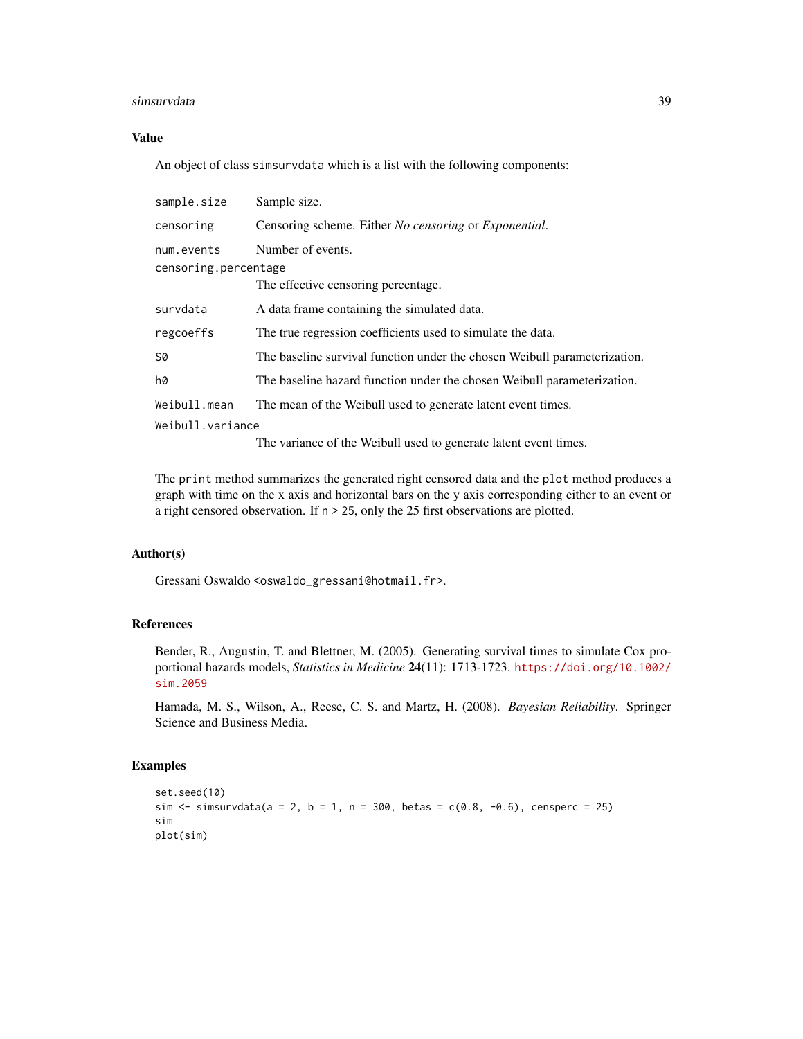## Value

An object of class `simsurvdata` which is a list with the following components:

- `sample.size` Sample size.
- `censoring` Censoring scheme. Either *No censoring* or *Exponential*.
- `num.events` Number of events.
- `censoring.percentage` The effective censoring percentage.
- `survdata` A data frame containing the simulated data.
- `regcoeffs` The true regression coefficients used to simulate the data.
- `S0` The baseline survival function under the chosen Weibull parameterization.
- `h0` The baseline hazard function under the chosen Weibull parameterization.
- `Weibull.mean` The mean of the Weibull used to generate latent event times.
- `Weibull.variance` The variance of the Weibull used to generate latent event times.

The `print` method summarizes the generated right censored data and the `plot` method produces a graph with time on the x axis and horizontal bars on the y axis corresponding either to an event or a right censored observation. If `n > 25`, only the 25 first observations are plotted.

## Author(s)

Gressani Oswaldo <oswaldo_gressani@hotmail.fr>.

## References

Bender, R., Augustin, T. and Blettner, M. (2005). Generating survival times to simulate Cox proportional hazards models, *Statistics in Medicine* **24**(11): 1713-1723. https://doi.org/10.1002/sim.2059

Hamada, M. S., Wilson, A., Reese, C. S. and Martz, H. (2008). *Bayesian Reliability*. Springer Science and Business Media.

## Examples

```
set.seed(10)
sim <- simsurvdata(a = 2, b = 1, n = 300, betas = c(0.8, -0.6), censperc = 25)
sim
plot(sim)
```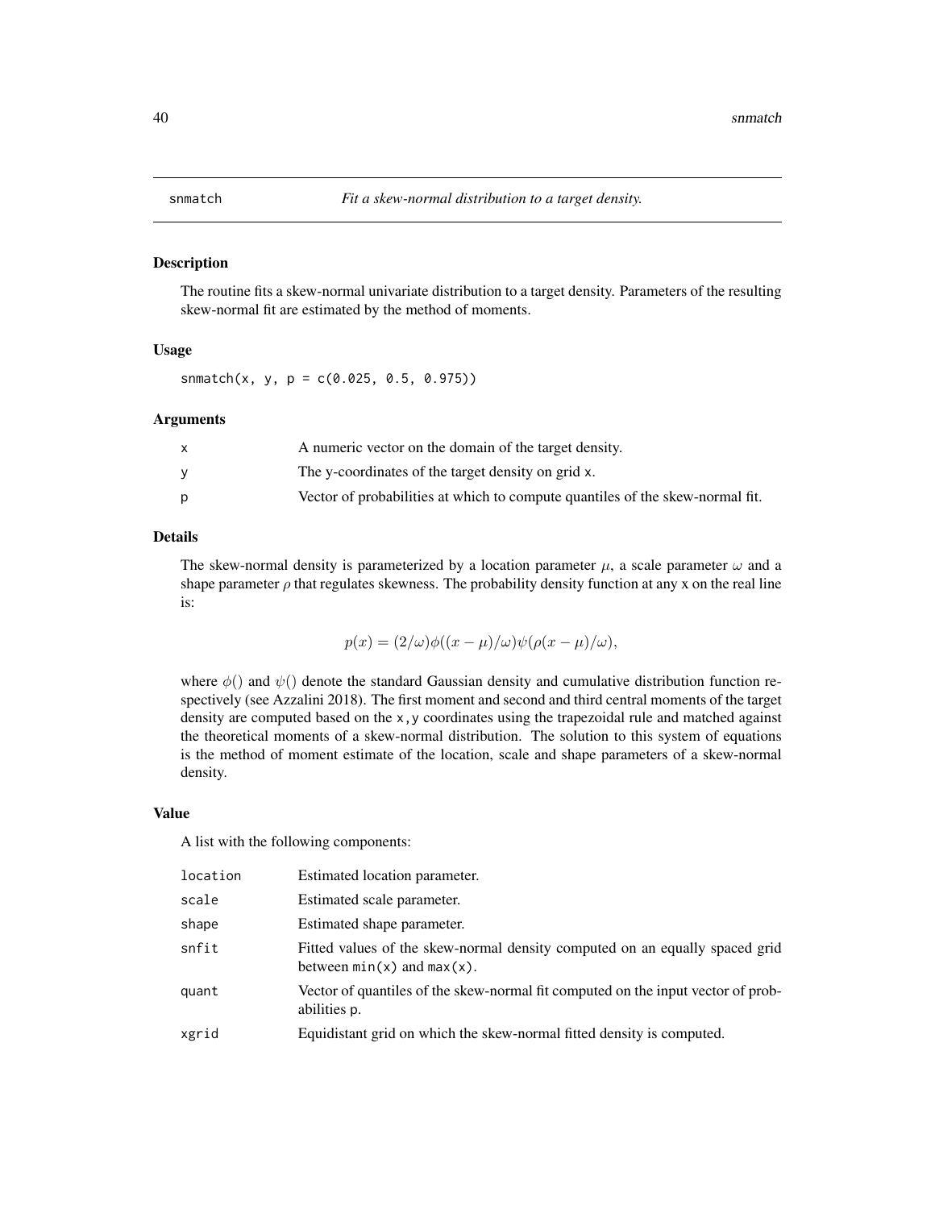## snmatch *Fit a skew-normal distribution to a target density.*

### Description

The routine fits a skew-normal univariate distribution to a target density. Parameters of the resulting skew-normal fit are estimated by the method of moments.

### Usage

```
snmatch(x, y, p = c(0.025, 0.5, 0.975))
```

### Arguments

| | |
|---|---|
| x | A numeric vector on the domain of the target density. |
| y | The y-coordinates of the target density on grid x. |
| p | Vector of probabilities at which to compute quantiles of the skew-normal fit. |

### Details

The skew-normal density is parameterized by a location parameter $\mu$, a scale parameter $\omega$ and a shape parameter $\rho$ that regulates skewness. The probability density function at any x on the real line is:

$$p(x) = (2/\omega)\phi((x - \mu)/\omega)\psi(\rho(x - \mu)/\omega),$$

where $\phi()$ and $\psi()$ denote the standard Gaussian density and cumulative distribution function respectively (see Azzalini 2018). The first moment and second and third central moments of the target density are computed based on the x,y coordinates using the trapezoidal rule and matched against the theoretical moments of a skew-normal distribution. The solution to this system of equations is the method of moment estimate of the location, scale and shape parameters of a skew-normal density.

### Value

A list with the following components:

| | |
|---|---|
| location | Estimated location parameter. |
| scale | Estimated scale parameter. |
| shape | Estimated shape parameter. |
| snfit | Fitted values of the skew-normal density computed on an equally spaced grid between min(x) and max(x). |
| quant | Vector of quantiles of the skew-normal fit computed on the input vector of probabilities p. |
| xgrid | Equidistant grid on which the skew-normal fitted density is computed. |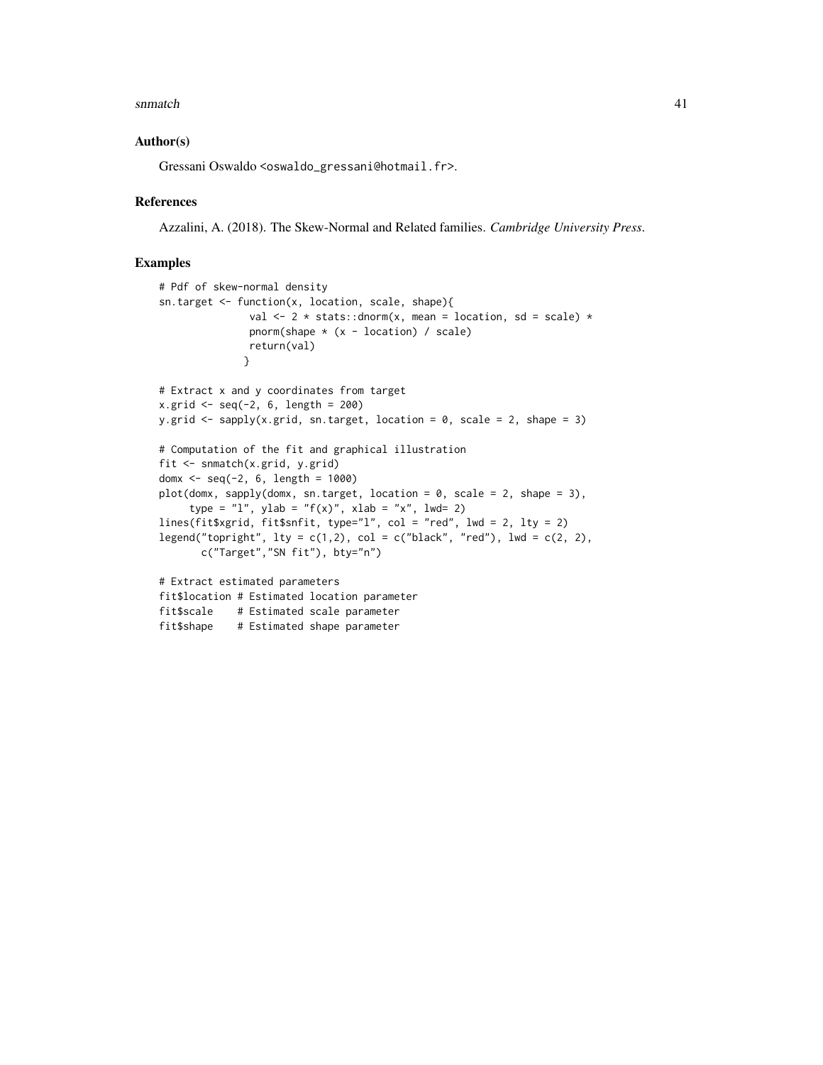### Author(s)

Gressani Oswaldo <oswaldo_gressani@hotmail.fr>.

### References

Azzalini, A. (2018). The Skew-Normal and Related families. *Cambridge University Press*.

### Examples

```
# Pdf of skew-normal density
sn.target <- function(x, location, scale, shape){
               val <- 2 * stats::dnorm(x, mean = location, sd = scale) *
               pnorm(shape * (x - location) / scale)
               return(val)
              }

# Extract x and y coordinates from target
x.grid <- seq(-2, 6, length = 200)
y.grid <- sapply(x.grid, sn.target, location = 0, scale = 2, shape = 3)

# Computation of the fit and graphical illustration
fit <- snmatch(x.grid, y.grid)
domx <- seq(-2, 6, length = 1000)
plot(domx, sapply(domx, sn.target, location = 0, scale = 2, shape = 3),
     type = "l", ylab = "f(x)", xlab = "x", lwd= 2)
lines(fit$xgrid, fit$snfit, type="l", col = "red", lwd = 2, lty = 2)
legend("topright", lty = c(1,2), col = c("black", "red"), lwd = c(2, 2),
       c("Target","SN fit"), bty="n")

# Extract estimated parameters
fit$location # Estimated location parameter
fit$scale    # Estimated scale parameter
fit$shape    # Estimated shape parameter
```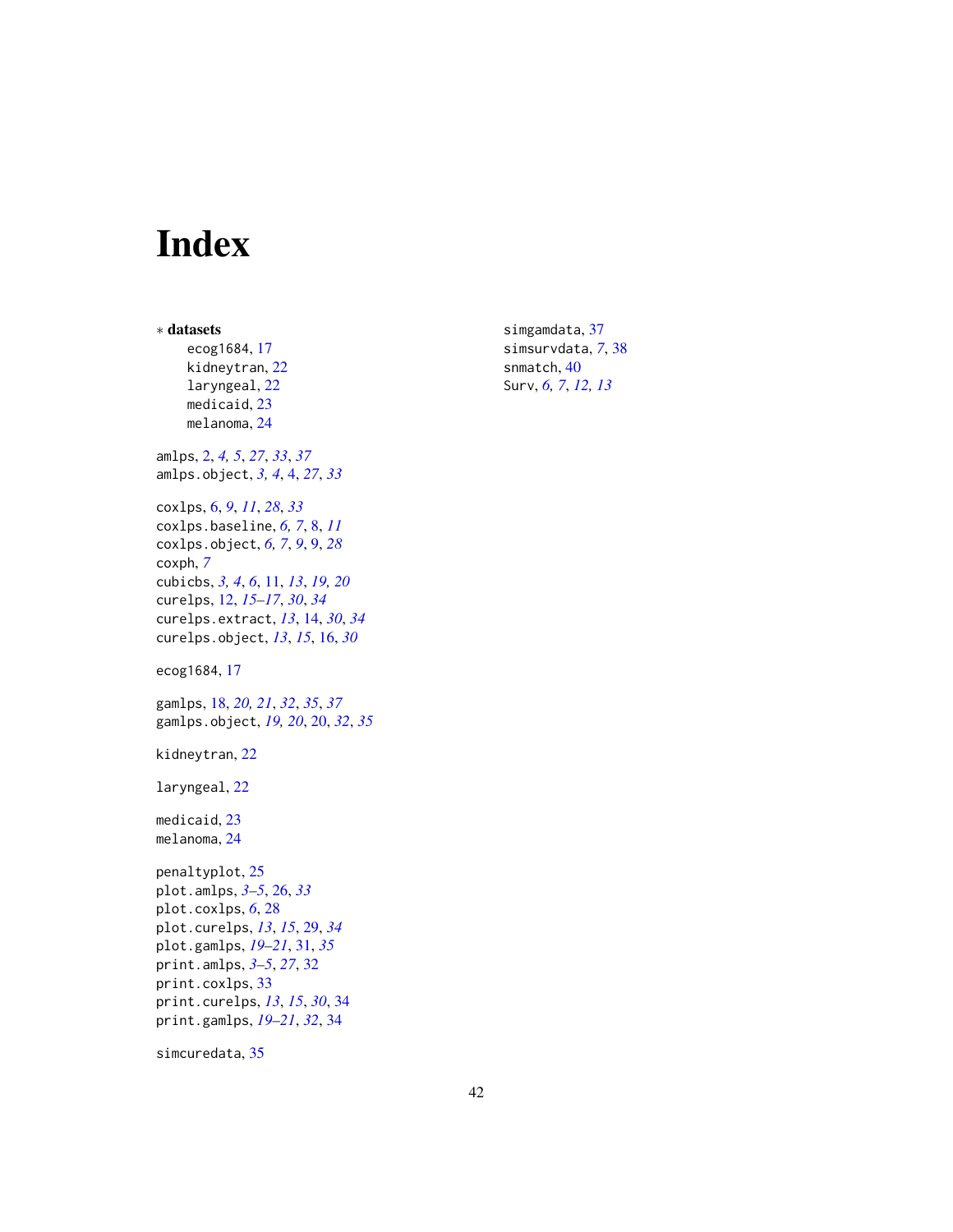# Index

∗ **datasets**
  ecog1684, 17
  kidneytran, 22
  laryngeal, 22
  medicaid, 23
  melanoma, 24

amlps, 2, *4, 5*, *27*, *33*, *37*
amlps.object, *3, 4*, 4, *27*, *33*

coxlps, 6, *9*, *11*, *28*, *33*
coxlps.baseline, *6, 7*, 8, *11*
coxlps.object, *6, 7*, *9*, 9, *28*
coxph, *7*
cubicbs, *3, 4*, *6*, 11, *13*, *19, 20*
curelps, 12, *15–17*, *30*, *34*
curelps.extract, *13*, 14, *30*, *34*
curelps.object, *13*, *15*, 16, *30*

ecog1684, 17

gamlps, 18, *20, 21*, *32*, *35*, *37*
gamlps.object, *19, 20*, 20, *32*, *35*

kidneytran, 22

laryngeal, 22

medicaid, 23
melanoma, 24

penaltyplot, 25
plot.amlps, *3–5*, 26, *33*
plot.coxlps, *6*, 28
plot.curelps, *13*, *15*, 29, *34*
plot.gamlps, *19–21*, 31, *35*
print.amlps, *3–5*, *27*, 32
print.coxlps, 33
print.curelps, *13*, *15*, *30*, 34
print.gamlps, *19–21*, *32*, 34

simcuredata, 35
simgamdata, 37
simsurvdata, *7*, 38
snmatch, 40
Surv, *6, 7*, *12, 13*